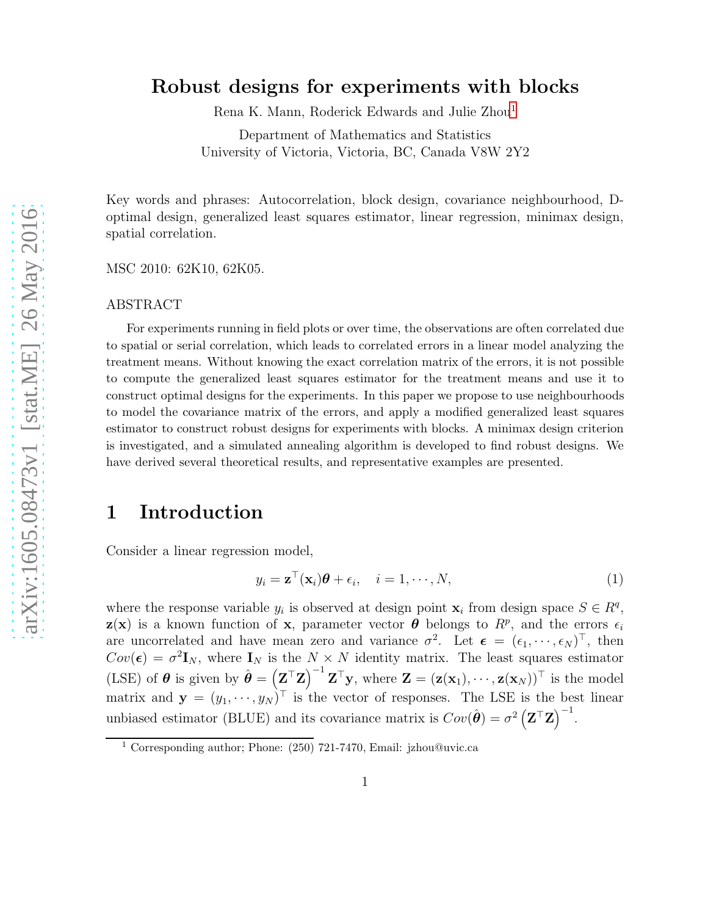# Robust designs for experiments with blocks

Rena K. Mann, Roderick Edwards and Julie Zhou[1]

Department of Mathematics and Statistics
University of Victoria, Victoria, BC, Canada V8W 2Y2

Key words and phrases: Autocorrelation, block design, covariance neighbourhood, D-optimal design, generalized least squares estimator, linear regression, minimax design, spatial correlation.

MSC 2010: 62K10, 62K05.

ABSTRACT

For experiments running in field plots or over time, the observations are often correlated due to spatial or serial correlation, which leads to correlated errors in a linear model analyzing the treatment means. Without knowing the exact correlation matrix of the errors, it is not possible to compute the generalized least squares estimator for the treatment means and use it to construct optimal designs for the experiments. In this paper we propose to use neighbourhoods to model the covariance matrix of the errors, and apply a modified generalized least squares estimator to construct robust designs for experiments with blocks. A minimax design criterion is investigated, and a simulated annealing algorithm is developed to find robust designs. We have derived several theoretical results, and representative examples are presented.

## 1 Introduction

Consider a linear regression model,

$$y_i = \mathbf{z}^\top(\mathbf{x}_i)\boldsymbol{\theta} + \epsilon_i, \quad i = 1, \cdots, N, \tag{1}$$

where the response variable $y_i$ is observed at design point $\mathbf{x}_i$ from design space $S \in R^q$, $\mathbf{z}(\mathbf{x})$ is a known function of $\mathbf{x}$, parameter vector $\boldsymbol{\theta}$ belongs to $R^p$, and the errors $\epsilon_i$ are uncorrelated and have mean zero and variance $\sigma^2$. Let $\boldsymbol{\epsilon} = (\epsilon_1, \cdots, \epsilon_N)^\top$, then $Cov(\boldsymbol{\epsilon}) = \sigma^2 \mathbf{I}_N$, where $\mathbf{I}_N$ is the $N \times N$ identity matrix. The least squares estimator (LSE) of $\boldsymbol{\theta}$ is given by $\hat{\boldsymbol{\theta}} = \left(\mathbf{Z}^\top\mathbf{Z}\right)^{-1}\mathbf{Z}^\top\mathbf{y}$, where $\mathbf{Z} = (\mathbf{z}(\mathbf{x}_1), \cdots, \mathbf{z}(\mathbf{x}_N))^\top$ is the model matrix and $\mathbf{y} = (y_1, \cdots, y_N)^\top$ is the vector of responses. The LSE is the best linear unbiased estimator (BLUE) and its covariance matrix is $Cov(\hat{\boldsymbol{\theta}}) = \sigma^2 \left(\mathbf{Z}^\top\mathbf{Z}\right)^{-1}$.

[1] Corresponding author; Phone: (250) 721-7470, Email: jzhou@uvic.ca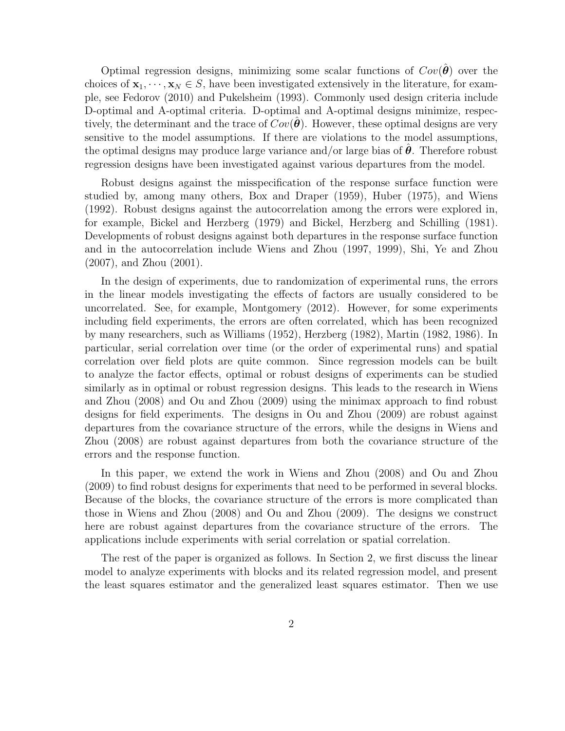Optimal regression designs, minimizing some scalar functions of $Cov(\hat{\boldsymbol{\theta}})$ over the choices of $\mathbf{x}_1, \cdots, \mathbf{x}_N \in S$, have been investigated extensively in the literature, for example, see Fedorov (2010) and Pukelsheim (1993). Commonly used design criteria include D-optimal and A-optimal criteria. D-optimal and A-optimal designs minimize, respectively, the determinant and the trace of $Cov(\hat{\boldsymbol{\theta}})$. However, these optimal designs are very sensitive to the model assumptions. If there are violations to the model assumptions, the optimal designs may produce large variance and/or large bias of $\hat{\boldsymbol{\theta}}$. Therefore robust regression designs have been investigated against various departures from the model.

Robust designs against the misspecification of the response surface function were studied by, among many others, Box and Draper (1959), Huber (1975), and Wiens (1992). Robust designs against the autocorrelation among the errors were explored in, for example, Bickel and Herzberg (1979) and Bickel, Herzberg and Schilling (1981). Developments of robust designs against both departures in the response surface function and in the autocorrelation include Wiens and Zhou (1997, 1999), Shi, Ye and Zhou (2007), and Zhou (2001).

In the design of experiments, due to randomization of experimental runs, the errors in the linear models investigating the effects of factors are usually considered to be uncorrelated. See, for example, Montgomery (2012). However, for some experiments including field experiments, the errors are often correlated, which has been recognized by many researchers, such as Williams (1952), Herzberg (1982), Martin (1982, 1986). In particular, serial correlation over time (or the order of experimental runs) and spatial correlation over field plots are quite common. Since regression models can be built to analyze the factor effects, optimal or robust designs of experiments can be studied similarly as in optimal or robust regression designs. This leads to the research in Wiens and Zhou (2008) and Ou and Zhou (2009) using the minimax approach to find robust designs for field experiments. The designs in Ou and Zhou (2009) are robust against departures from the covariance structure of the errors, while the designs in Wiens and Zhou (2008) are robust against departures from both the covariance structure of the errors and the response function.

In this paper, we extend the work in Wiens and Zhou (2008) and Ou and Zhou (2009) to find robust designs for experiments that need to be performed in several blocks. Because of the blocks, the covariance structure of the errors is more complicated than those in Wiens and Zhou (2008) and Ou and Zhou (2009). The designs we construct here are robust against departures from the covariance structure of the errors. The applications include experiments with serial correlation or spatial correlation.

The rest of the paper is organized as follows. In Section 2, we first discuss the linear model to analyze experiments with blocks and its related regression model, and present the least squares estimator and the generalized least squares estimator. Then we use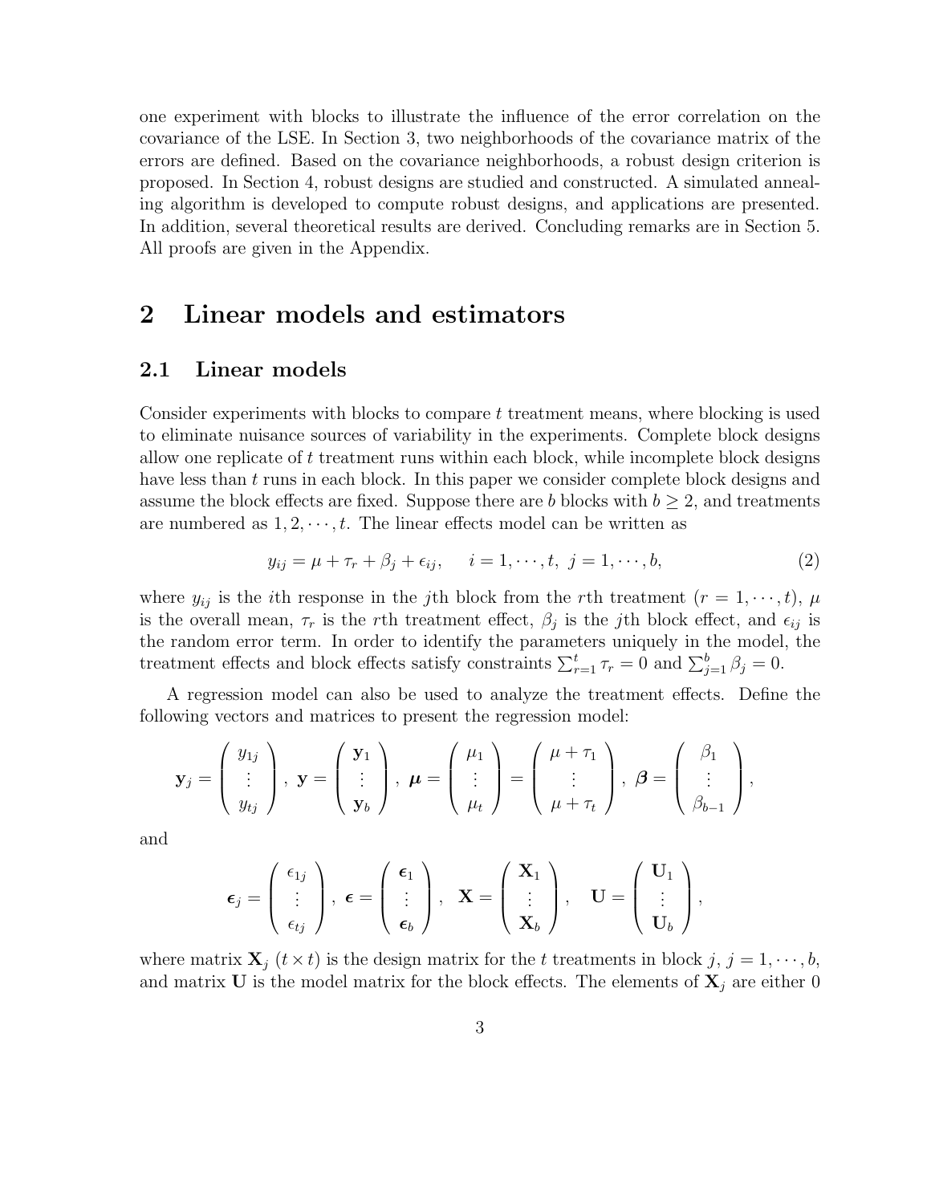one experiment with blocks to illustrate the influence of the error correlation on the covariance of the LSE. In Section 3, two neighborhoods of the covariance matrix of the errors are defined. Based on the covariance neighborhoods, a robust design criterion is proposed. In Section 4, robust designs are studied and constructed. A simulated annealing algorithm is developed to compute robust designs, and applications are presented. In addition, several theoretical results are derived. Concluding remarks are in Section 5. All proofs are given in the Appendix.

# 2 Linear models and estimators

## 2.1 Linear models

Consider experiments with blocks to compare $t$ treatment means, where blocking is used to eliminate nuisance sources of variability in the experiments. Complete block designs allow one replicate of $t$ treatment runs within each block, while incomplete block designs have less than $t$ runs in each block. In this paper we consider complete block designs and assume the block effects are fixed. Suppose there are $b$ blocks with $b \geq 2$, and treatments are numbered as $1, 2, \cdots, t$. The linear effects model can be written as

$$y_{ij} = \mu + \tau_r + \beta_j + \epsilon_{ij}, \quad i = 1, \cdots, t, \ j = 1, \cdots, b, \tag{2}$$

where $y_{ij}$ is the $i$th response in the $j$th block from the $r$th treatment ($r = 1, \cdots, t$), $\mu$ is the overall mean, $\tau_r$ is the $r$th treatment effect, $\beta_j$ is the $j$th block effect, and $\epsilon_{ij}$ is the random error term. In order to identify the parameters uniquely in the model, the treatment effects and block effects satisfy constraints $\sum_{r=1}^{t} \tau_r = 0$ and $\sum_{j=1}^{b} \beta_j = 0$.

A regression model can also be used to analyze the treatment effects. Define the following vectors and matrices to present the regression model:

$$\mathbf{y}_j = \begin{pmatrix} y_{1j} \\ \vdots \\ y_{tj} \end{pmatrix}, \ \mathbf{y} = \begin{pmatrix} \mathbf{y}_1 \\ \vdots \\ \mathbf{y}_b \end{pmatrix}, \ \boldsymbol{\mu} = \begin{pmatrix} \mu_1 \\ \vdots \\ \mu_t \end{pmatrix} = \begin{pmatrix} \mu + \tau_1 \\ \vdots \\ \mu + \tau_t \end{pmatrix}, \ \boldsymbol{\beta} = \begin{pmatrix} \beta_1 \\ \vdots \\ \beta_{b-1} \end{pmatrix},$$

and

$$\boldsymbol{\epsilon}_j = \begin{pmatrix} \epsilon_{1j} \\ \vdots \\ \epsilon_{tj} \end{pmatrix}, \ \boldsymbol{\epsilon} = \begin{pmatrix} \boldsymbol{\epsilon}_1 \\ \vdots \\ \boldsymbol{\epsilon}_b \end{pmatrix}, \quad \mathbf{X} = \begin{pmatrix} \mathbf{X}_1 \\ \vdots \\ \mathbf{X}_b \end{pmatrix}, \quad \mathbf{U} = \begin{pmatrix} \mathbf{U}_1 \\ \vdots \\ \mathbf{U}_b \end{pmatrix},$$

where matrix $\mathbf{X}_j$ ($t \times t$) is the design matrix for the $t$ treatments in block $j$, $j = 1, \cdots, b$, and matrix $\mathbf{U}$ is the model matrix for the block effects. The elements of $\mathbf{X}_j$ are either 0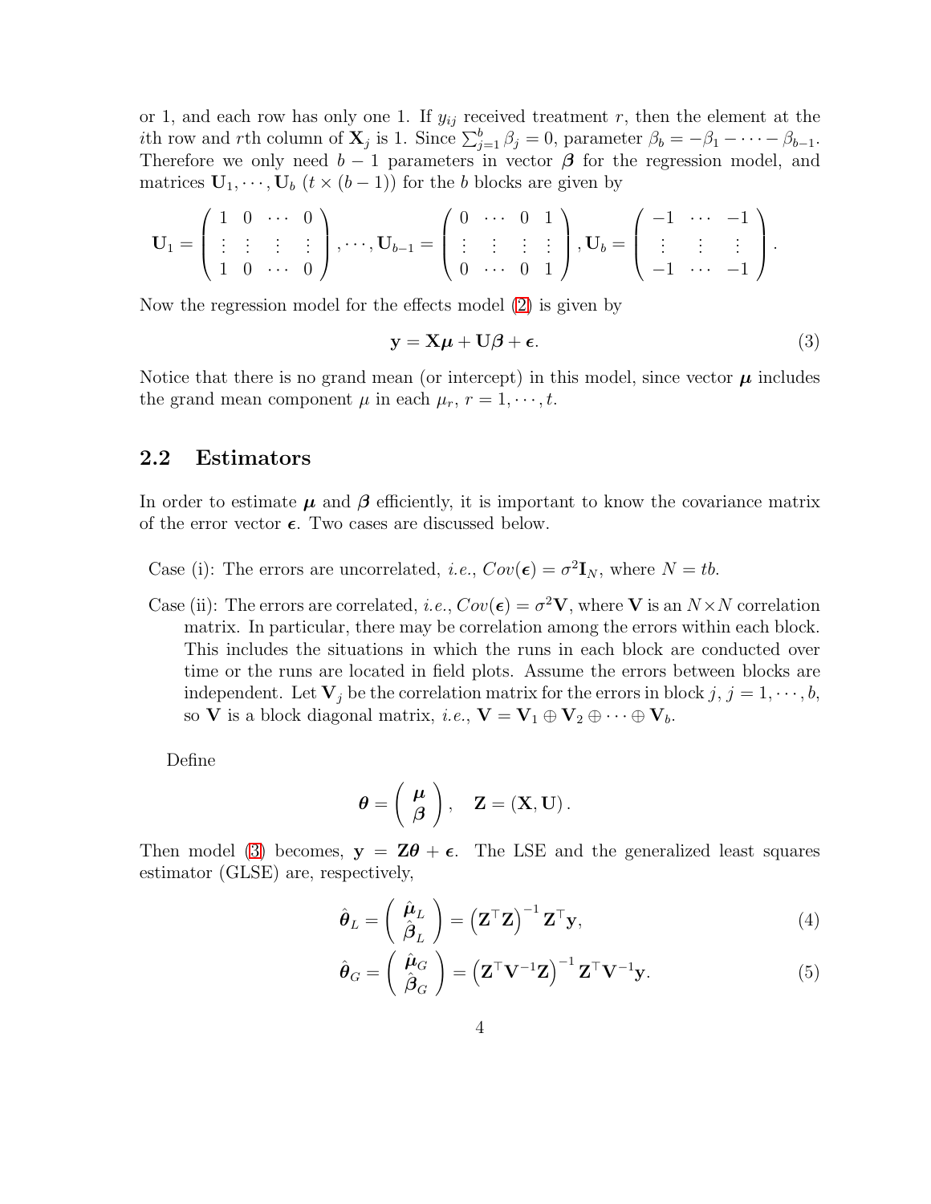or 1, and each row has only one 1. If $y_{ij}$ received treatment $r$, then the element at the $i$th row and $r$th column of $\mathbf{X}_j$ is 1. Since $\sum_{j=1}^{b} \beta_j = 0$, parameter $\beta_b = -\beta_1 - \cdots - \beta_{b-1}$. Therefore we only need $b-1$ parameters in vector $\boldsymbol{\beta}$ for the regression model, and matrices $\mathbf{U}_1, \cdots, \mathbf{U}_b$ ($t \times (b-1)$) for the $b$ blocks are given by

$$\mathbf{U}_1 = \begin{pmatrix} 1 & 0 & \cdots & 0 \\ \vdots & \vdots & \vdots & \vdots \\ 1 & 0 & \cdots & 0 \end{pmatrix}, \cdots, \mathbf{U}_{b-1} = \begin{pmatrix} 0 & \cdots & 0 & 1 \\ \vdots & \vdots & \vdots & \vdots \\ 0 & \cdots & 0 & 1 \end{pmatrix}, \mathbf{U}_b = \begin{pmatrix} -1 & \cdots & -1 \\ \vdots & \vdots & \vdots \\ -1 & \cdots & -1 \end{pmatrix}.$$

Now the regression model for the effects model (2) is given by

$$\mathbf{y} = \mathbf{X}\boldsymbol{\mu} + \mathbf{U}\boldsymbol{\beta} + \boldsymbol{\epsilon}. \tag{3}$$

Notice that there is no grand mean (or intercept) in this model, since vector $\boldsymbol{\mu}$ includes the grand mean component $\mu$ in each $\mu_r$, $r = 1, \cdots, t$.

## 2.2 Estimators

In order to estimate $\boldsymbol{\mu}$ and $\boldsymbol{\beta}$ efficiently, it is important to know the covariance matrix of the error vector $\boldsymbol{\epsilon}$. Two cases are discussed below.

Case (i): The errors are uncorrelated, *i.e.*, $Cov(\boldsymbol{\epsilon}) = \sigma^2 \mathbf{I}_N$, where $N = tb$.

Case (ii): The errors are correlated, *i.e.*, $Cov(\boldsymbol{\epsilon}) = \sigma^2 \mathbf{V}$, where $\mathbf{V}$ is an $N \times N$ correlation matrix. In particular, there may be correlation among the errors within each block. This includes the situations in which the runs in each block are conducted over time or the runs are located in field plots. Assume the errors between blocks are independent. Let $\mathbf{V}_j$ be the correlation matrix for the errors in block $j$, $j = 1, \cdots, b$, so $\mathbf{V}$ is a block diagonal matrix, *i.e.*, $\mathbf{V} = \mathbf{V}_1 \oplus \mathbf{V}_2 \oplus \cdots \oplus \mathbf{V}_b$.

Define

$$\boldsymbol{\theta} = \begin{pmatrix} \boldsymbol{\mu} \\ \boldsymbol{\beta} \end{pmatrix}, \quad \mathbf{Z} = (\mathbf{X}, \mathbf{U}).$$

Then model (3) becomes, $\mathbf{y} = \mathbf{Z}\boldsymbol{\theta} + \boldsymbol{\epsilon}$. The LSE and the generalized least squares estimator (GLSE) are, respectively,

$$\hat{\boldsymbol{\theta}}_L = \begin{pmatrix} \hat{\boldsymbol{\mu}}_L \\ \hat{\boldsymbol{\beta}}_L \end{pmatrix} = \left(\mathbf{Z}^\top \mathbf{Z}\right)^{-1} \mathbf{Z}^\top \mathbf{y}, \tag{4}$$

$$\hat{\boldsymbol{\theta}}_G = \begin{pmatrix} \hat{\boldsymbol{\mu}}_G \\ \hat{\boldsymbol{\beta}}_G \end{pmatrix} = \left(\mathbf{Z}^\top \mathbf{V}^{-1} \mathbf{Z}\right)^{-1} \mathbf{Z}^\top \mathbf{V}^{-1} \mathbf{y}. \tag{5}$$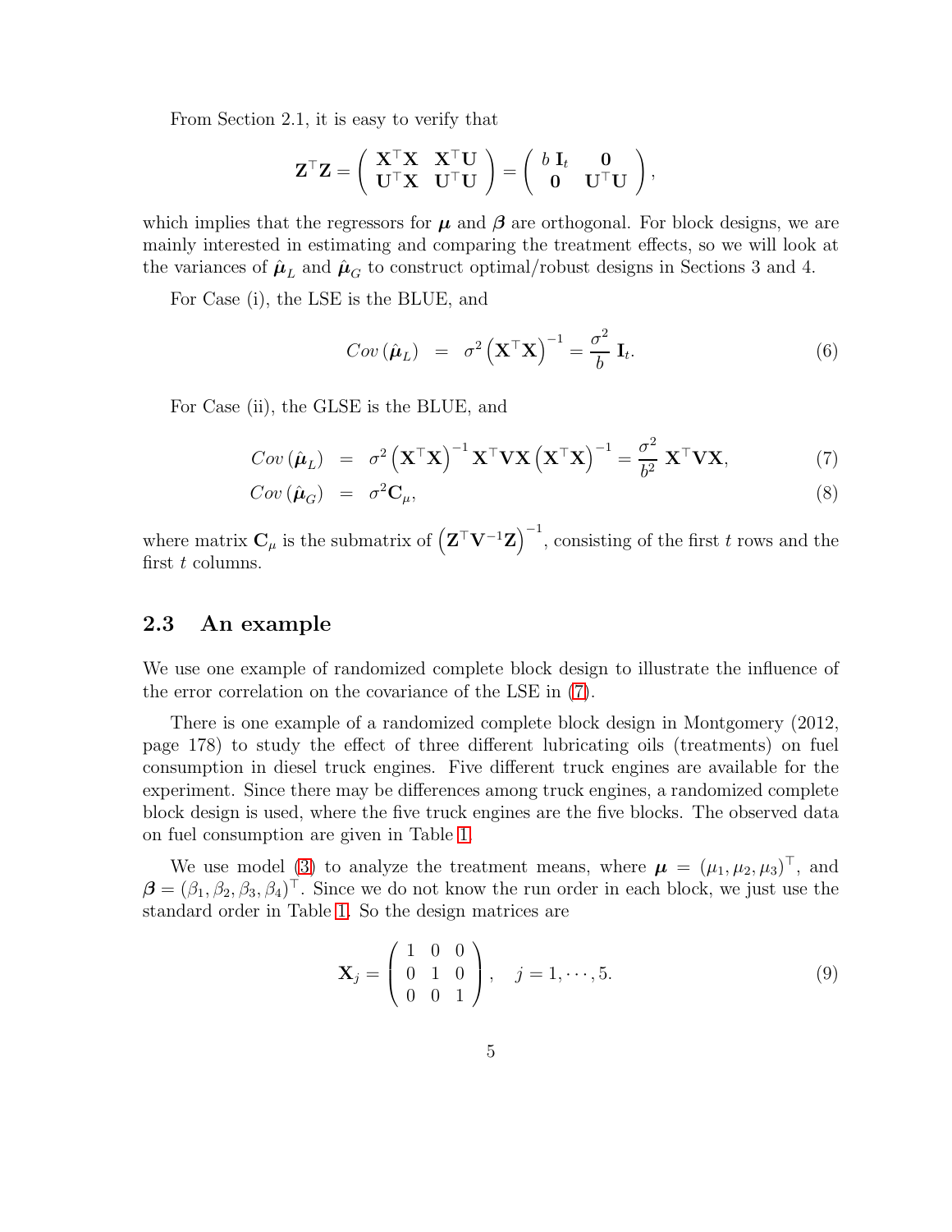From Section 2.1, it is easy to verify that

$$\mathbf{Z}^\top \mathbf{Z} = \begin{pmatrix} \mathbf{X}^\top \mathbf{X} & \mathbf{X}^\top \mathbf{U} \\ \mathbf{U}^\top \mathbf{X} & \mathbf{U}^\top \mathbf{U} \end{pmatrix} = \begin{pmatrix} b\, \mathbf{I}_t & \mathbf{0} \\ \mathbf{0} & \mathbf{U}^\top \mathbf{U} \end{pmatrix},$$

which implies that the regressors for $\boldsymbol{\mu}$ and $\boldsymbol{\beta}$ are orthogonal. For block designs, we are mainly interested in estimating and comparing the treatment effects, so we will look at the variances of $\hat{\boldsymbol{\mu}}_L$ and $\hat{\boldsymbol{\mu}}_G$ to construct optimal/robust designs in Sections 3 and 4.

For Case (i), the LSE is the BLUE, and

$$Cov\left(\hat{\boldsymbol{\mu}}_L\right) = \sigma^2 \left(\mathbf{X}^\top \mathbf{X}\right)^{-1} = \frac{\sigma^2}{b}\, \mathbf{I}_t. \tag{6}$$

For Case (ii), the GLSE is the BLUE, and

$$Cov\left(\hat{\boldsymbol{\mu}}_L\right) = \sigma^2 \left(\mathbf{X}^\top \mathbf{X}\right)^{-1} \mathbf{X}^\top \mathbf{V} \mathbf{X} \left(\mathbf{X}^\top \mathbf{X}\right)^{-1} = \frac{\sigma^2}{b^2}\, \mathbf{X}^\top \mathbf{V} \mathbf{X}, \tag{7}$$

$$Cov\left(\hat{\boldsymbol{\mu}}_G\right) = \sigma^2 \mathbf{C}_\mu, \tag{8}$$

where matrix $\mathbf{C}_\mu$ is the submatrix of $\left(\mathbf{Z}^\top \mathbf{V}^{-1} \mathbf{Z}\right)^{-1}$, consisting of the first $t$ rows and the first $t$ columns.

## 2.3 An example

We use one example of randomized complete block design to illustrate the influence of the error correlation on the covariance of the LSE in (7).

There is one example of a randomized complete block design in Montgomery (2012, page 178) to study the effect of three different lubricating oils (treatments) on fuel consumption in diesel truck engines. Five different truck engines are available for the experiment. Since there may be differences among truck engines, a randomized complete block design is used, where the five truck engines are the five blocks. The observed data on fuel consumption are given in Table 1.

We use model (3) to analyze the treatment means, where $\boldsymbol{\mu} = (\mu_1, \mu_2, \mu_3)^\top$, and $\boldsymbol{\beta} = (\beta_1, \beta_2, \beta_3, \beta_4)^\top$. Since we do not know the run order in each block, we just use the standard order in Table 1. So the design matrices are

$$\mathbf{X}_j = \begin{pmatrix} 1 & 0 & 0 \\ 0 & 1 & 0 \\ 0 & 0 & 1 \end{pmatrix}, \quad j = 1, \cdots, 5. \tag{9}$$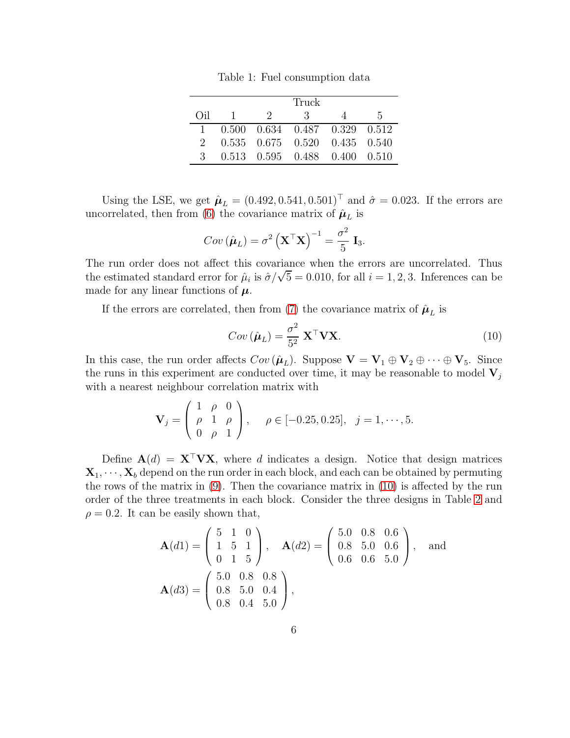Table 1: Fuel consumption data

| | Truck | | | | |
|---|---|---|---|---|---|
| Oil | 1 | 2 | 3 | 4 | 5 |
| 1 | 0.500 | 0.634 | 0.487 | 0.329 | 0.512 |
| 2 | 0.535 | 0.675 | 0.520 | 0.435 | 0.540 |
| 3 | 0.513 | 0.595 | 0.488 | 0.400 | 0.510 |

Using the LSE, we get $\hat{\boldsymbol{\mu}}_L = (0.492, 0.541, 0.501)^\top$ and $\hat{\sigma} = 0.023$. If the errors are uncorrelated, then from (6) the covariance matrix of $\hat{\boldsymbol{\mu}}_L$ is

$$Cov\left(\hat{\boldsymbol{\mu}}_L\right) = \sigma^2 \left(\mathbf{X}^\top \mathbf{X}\right)^{-1} = \frac{\sigma^2}{5}\, \mathbf{I}_3.$$

The run order does not affect this covariance when the errors are uncorrelated. Thus the estimated standard error for $\hat{\mu}_i$ is $\hat{\sigma}/\sqrt{5} = 0.010$, for all $i = 1, 2, 3$. Inferences can be made for any linear functions of $\boldsymbol{\mu}$.

If the errors are correlated, then from (7) the covariance matrix of $\hat{\boldsymbol{\mu}}_L$ is

$$Cov\left(\hat{\boldsymbol{\mu}}_L\right) = \frac{\sigma^2}{5^2}\, \mathbf{X}^\top \mathbf{V} \mathbf{X}. \tag{10}$$

In this case, the run order affects $Cov\left(\hat{\boldsymbol{\mu}}_L\right)$. Suppose $\mathbf{V} = \mathbf{V}_1 \oplus \mathbf{V}_2 \oplus \cdots \oplus \mathbf{V}_5$. Since the runs in this experiment are conducted over time, it may be reasonable to model $\mathbf{V}_j$ with a nearest neighbour correlation matrix with

$$\mathbf{V}_j = \begin{pmatrix} 1 & \rho & 0 \\ \rho & 1 & \rho \\ 0 & \rho & 1 \end{pmatrix}, \quad \rho \in [-0.25, 0.25], \quad j = 1, \cdots, 5.$$

Define $\mathbf{A}(d) = \mathbf{X}^\top \mathbf{V} \mathbf{X}$, where $d$ indicates a design. Notice that design matrices $\mathbf{X}_1, \cdots, \mathbf{X}_b$ depend on the run order in each block, and each can be obtained by permuting the rows of the matrix in (9). Then the covariance matrix in (10) is affected by the run order of the three treatments in each block. Consider the three designs in Table 2 and $\rho = 0.2$. It can be easily shown that,

$$\mathbf{A}(d1) = \begin{pmatrix} 5 & 1 & 0 \\ 1 & 5 & 1 \\ 0 & 1 & 5 \end{pmatrix}, \quad \mathbf{A}(d2) = \begin{pmatrix} 5.0 & 0.8 & 0.6 \\ 0.8 & 5.0 & 0.6 \\ 0.6 & 0.6 & 5.0 \end{pmatrix}, \quad \text{and}$$

$$\mathbf{A}(d3) = \begin{pmatrix} 5.0 & 0.8 & 0.8 \\ 0.8 & 5.0 & 0.4 \\ 0.8 & 0.4 & 5.0 \end{pmatrix},$$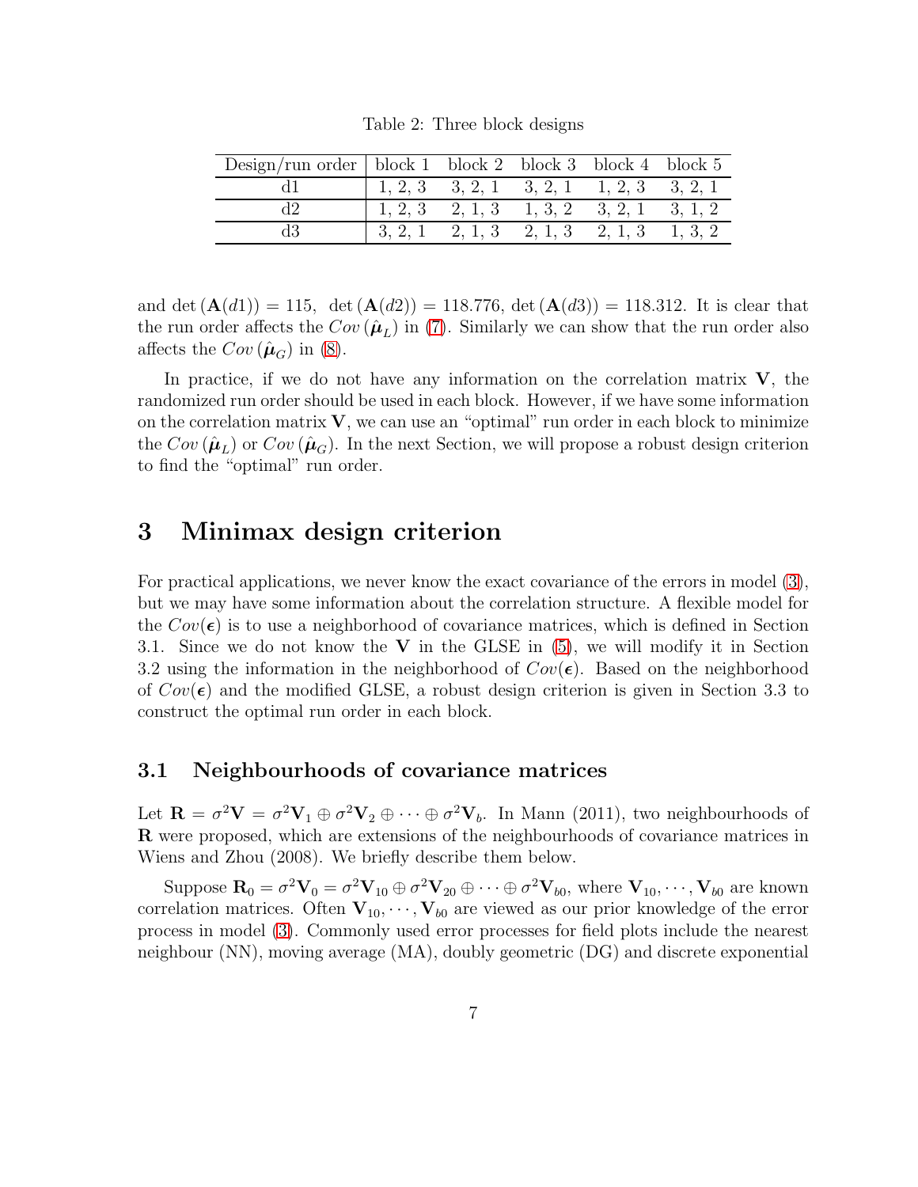Table 2: Three block designs

| Design/run order | block 1 | block 2 | block 3 | block 4 | block 5 |
|---|---|---|---|---|---|
| d1 | 1, 2, 3 | 3, 2, 1 | 3, 2, 1 | 1, 2, 3 | 3, 2, 1 |
| d2 | 1, 2, 3 | 2, 1, 3 | 1, 3, 2 | 3, 2, 1 | 3, 1, 2 |
| d3 | 3, 2, 1 | 2, 1, 3 | 2, 1, 3 | 2, 1, 3 | 1, 3, 2 |

and $\det(\mathbf{A}(d1)) = 115$, $\det(\mathbf{A}(d2)) = 118.776$, $\det(\mathbf{A}(d3)) = 118.312$. It is clear that the run order affects the $Cov(\hat{\boldsymbol{\mu}}_L)$ in (7). Similarly we can show that the run order also affects the $Cov(\hat{\boldsymbol{\mu}}_G)$ in (8).

In practice, if we do not have any information on the correlation matrix $\mathbf{V}$, the randomized run order should be used in each block. However, if we have some information on the correlation matrix $\mathbf{V}$, we can use an "optimal" run order in each block to minimize the $Cov(\hat{\boldsymbol{\mu}}_L)$ or $Cov(\hat{\boldsymbol{\mu}}_G)$. In the next Section, we will propose a robust design criterion to find the "optimal" run order.

# 3 Minimax design criterion

For practical applications, we never know the exact covariance of the errors in model (3), but we may have some information about the correlation structure. A flexible model for the $Cov(\boldsymbol{\epsilon})$ is to use a neighborhood of covariance matrices, which is defined in Section 3.1. Since we do not know the $\mathbf{V}$ in the GLSE in (5), we will modify it in Section 3.2 using the information in the neighborhood of $Cov(\boldsymbol{\epsilon})$. Based on the neighborhood of $Cov(\boldsymbol{\epsilon})$ and the modified GLSE, a robust design criterion is given in Section 3.3 to construct the optimal run order in each block.

## 3.1 Neighbourhoods of covariance matrices

Let $\mathbf{R} = \sigma^2\mathbf{V} = \sigma^2\mathbf{V}_1 \oplus \sigma^2\mathbf{V}_2 \oplus \cdots \oplus \sigma^2\mathbf{V}_b$. In Mann (2011), two neighbourhoods of $\mathbf{R}$ were proposed, which are extensions of the neighbourhoods of covariance matrices in Wiens and Zhou (2008). We briefly describe them below.

Suppose $\mathbf{R}_0 = \sigma^2\mathbf{V}_0 = \sigma^2\mathbf{V}_{10} \oplus \sigma^2\mathbf{V}_{20} \oplus \cdots \oplus \sigma^2\mathbf{V}_{b0}$, where $\mathbf{V}_{10}, \cdots, \mathbf{V}_{b0}$ are known correlation matrices. Often $\mathbf{V}_{10}, \cdots, \mathbf{V}_{b0}$ are viewed as our prior knowledge of the error process in model (3). Commonly used error processes for field plots include the nearest neighbour (NN), moving average (MA), doubly geometric (DG) and discrete exponential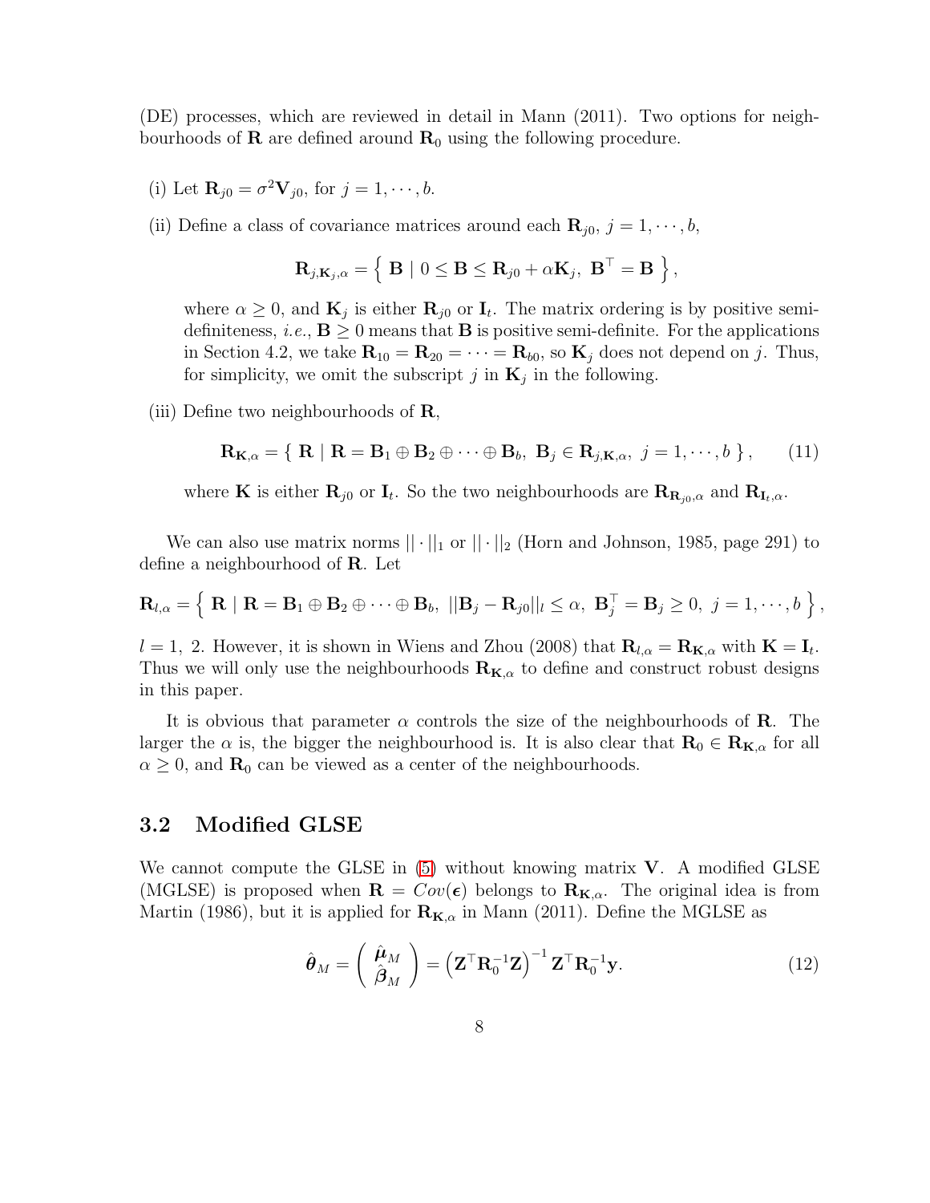(DE) processes, which are reviewed in detail in Mann (2011). Two options for neighbourhoods of $\mathbf{R}$ are defined around $\mathbf{R}_0$ using the following procedure.

(i) Let $\mathbf{R}_{j0} = \sigma^2 \mathbf{V}_{j0}$, for $j = 1, \cdots, b$.

(ii) Define a class of covariance matrices around each $\mathbf{R}_{j0}$, $j = 1, \cdots, b$,

$$\mathbf{R}_{j,\mathbf{K}_j,\alpha} = \left\{ \ \mathbf{B} \mid 0 \leq \mathbf{B} \leq \mathbf{R}_{j0} + \alpha \mathbf{K}_j, \ \mathbf{B}^\top = \mathbf{B} \ \right\},$$

where $\alpha \geq 0$, and $\mathbf{K}_j$ is either $\mathbf{R}_{j0}$ or $\mathbf{I}_t$. The matrix ordering is by positive semi-definiteness, *i.e.*, $\mathbf{B} \geq 0$ means that $\mathbf{B}$ is positive semi-definite. For the applications in Section 4.2, we take $\mathbf{R}_{10} = \mathbf{R}_{20} = \cdots = \mathbf{R}_{b0}$, so $\mathbf{K}_j$ does not depend on $j$. Thus, for simplicity, we omit the subscript $j$ in $\mathbf{K}_j$ in the following.

(iii) Define two neighbourhoods of $\mathbf{R}$,

$$\mathbf{R}_{\mathbf{K},\alpha} = \{ \ \mathbf{R} \mid \mathbf{R} = \mathbf{B}_1 \oplus \mathbf{B}_2 \oplus \cdots \oplus \mathbf{B}_b, \ \mathbf{B}_j \in \mathbf{R}_{j,\mathbf{K},\alpha}, \ j = 1, \cdots, b \ \}, \tag{11}$$

where $\mathbf{K}$ is either $\mathbf{R}_{j0}$ or $\mathbf{I}_t$. So the two neighbourhoods are $\mathbf{R}_{\mathbf{R}_{j0},\alpha}$ and $\mathbf{R}_{\mathbf{I}_t,\alpha}$.

We can also use matrix norms $||\cdot||_1$ or $||\cdot||_2$ (Horn and Johnson, 1985, page 291) to define a neighbourhood of $\mathbf{R}$. Let

$$\mathbf{R}_{l,\alpha} = \left\{ \ \mathbf{R} \mid \mathbf{R} = \mathbf{B}_1 \oplus \mathbf{B}_2 \oplus \cdots \oplus \mathbf{B}_b, \ ||\mathbf{B}_j - \mathbf{R}_{j0}||_l \leq \alpha, \ \mathbf{B}_j^\top = \mathbf{B}_j \geq 0, \ j = 1, \cdots, b \ \right\},$$

$l = 1, \ 2$. However, it is shown in Wiens and Zhou (2008) that $\mathbf{R}_{l,\alpha} = \mathbf{R}_{\mathbf{K},\alpha}$ with $\mathbf{K} = \mathbf{I}_t$. Thus we will only use the neighbourhoods $\mathbf{R}_{\mathbf{K},\alpha}$ to define and construct robust designs in this paper.

It is obvious that parameter $\alpha$ controls the size of the neighbourhoods of $\mathbf{R}$. The larger the $\alpha$ is, the bigger the neighbourhood is. It is also clear that $\mathbf{R}_0 \in \mathbf{R}_{\mathbf{K},\alpha}$ for all $\alpha \geq 0$, and $\mathbf{R}_0$ can be viewed as a center of the neighbourhoods.

## 3.2 Modified GLSE

We cannot compute the GLSE in (5) without knowing matrix $\mathbf{V}$. A modified GLSE (MGLSE) is proposed when $\mathbf{R} = Cov(\boldsymbol{\epsilon})$ belongs to $\mathbf{R}_{\mathbf{K},\alpha}$. The original idea is from Martin (1986), but it is applied for $\mathbf{R}_{\mathbf{K},\alpha}$ in Mann (2011). Define the MGLSE as

$$\hat{\boldsymbol{\theta}}_M = \begin{pmatrix} \hat{\boldsymbol{\mu}}_M \\ \hat{\boldsymbol{\beta}}_M \end{pmatrix} = \left( \mathbf{Z}^\top \mathbf{R}_0^{-1} \mathbf{Z} \right)^{-1} \mathbf{Z}^\top \mathbf{R}_0^{-1} \mathbf{y}. \tag{12}$$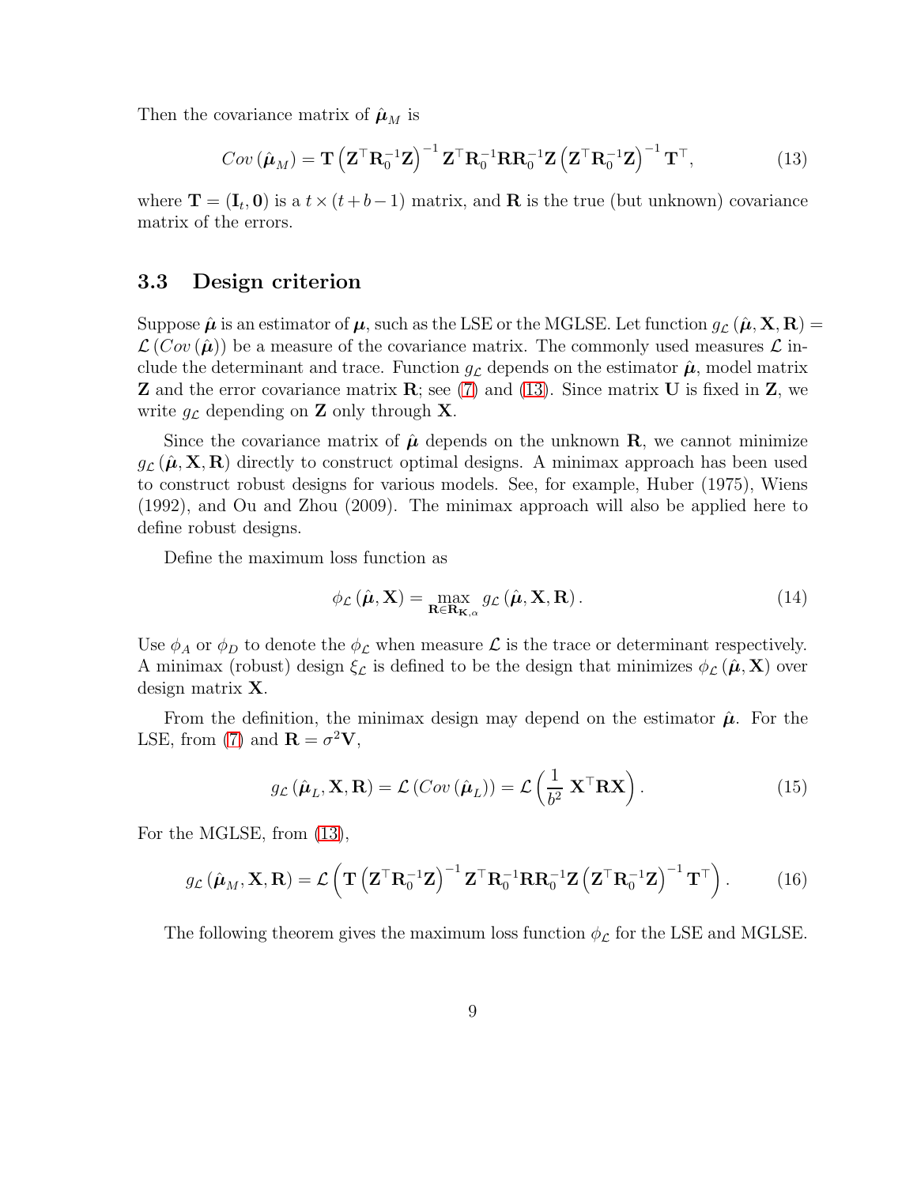Then the covariance matrix of $\hat{\boldsymbol{\mu}}_M$ is

$$Cov\left(\hat{\boldsymbol{\mu}}_M\right) = \mathbf{T}\left(\mathbf{Z}^\top \mathbf{R}_0^{-1}\mathbf{Z}\right)^{-1}\mathbf{Z}^\top \mathbf{R}_0^{-1}\mathbf{R}\mathbf{R}_0^{-1}\mathbf{Z}\left(\mathbf{Z}^\top \mathbf{R}_0^{-1}\mathbf{Z}\right)^{-1}\mathbf{T}^\top, \tag{13}$$

where $\mathbf{T} = (\mathbf{I}_t, \mathbf{0})$ is a $t \times (t+b-1)$ matrix, and $\mathbf{R}$ is the true (but unknown) covariance matrix of the errors.

## 3.3 Design criterion

Suppose $\hat{\boldsymbol{\mu}}$ is an estimator of $\boldsymbol{\mu}$, such as the LSE or the MGLSE. Let function $g_{\mathcal{L}}\left(\hat{\boldsymbol{\mu}}, \mathbf{X}, \mathbf{R}\right) = \mathcal{L}\left(Cov\left(\hat{\boldsymbol{\mu}}\right)\right)$ be a measure of the covariance matrix. The commonly used measures $\mathcal{L}$ include the determinant and trace. Function $g_{\mathcal{L}}$ depends on the estimator $\hat{\boldsymbol{\mu}}$, model matrix $\mathbf{Z}$ and the error covariance matrix $\mathbf{R}$; see (7) and (13). Since matrix $\mathbf{U}$ is fixed in $\mathbf{Z}$, we write $g_{\mathcal{L}}$ depending on $\mathbf{Z}$ only through $\mathbf{X}$.

Since the covariance matrix of $\hat{\boldsymbol{\mu}}$ depends on the unknown $\mathbf{R}$, we cannot minimize $g_{\mathcal{L}}\left(\hat{\boldsymbol{\mu}}, \mathbf{X}, \mathbf{R}\right)$ directly to construct optimal designs. A minimax approach has been used to construct robust designs for various models. See, for example, Huber (1975), Wiens (1992), and Ou and Zhou (2009). The minimax approach will also be applied here to define robust designs.

Define the maximum loss function as

$$\phi_{\mathcal{L}}\left(\hat{\boldsymbol{\mu}}, \mathbf{X}\right) = \max_{\mathbf{R} \in \mathbf{R}_{\mathbf{K},\alpha}} g_{\mathcal{L}}\left(\hat{\boldsymbol{\mu}}, \mathbf{X}, \mathbf{R}\right). \tag{14}$$

Use $\phi_A$ or $\phi_D$ to denote the $\phi_{\mathcal{L}}$ when measure $\mathcal{L}$ is the trace or determinant respectively. A minimax (robust) design $\xi_{\mathcal{L}}$ is defined to be the design that minimizes $\phi_{\mathcal{L}}\left(\hat{\boldsymbol{\mu}}, \mathbf{X}\right)$ over design matrix $\mathbf{X}$.

From the definition, the minimax design may depend on the estimator $\hat{\boldsymbol{\mu}}$. For the LSE, from (7) and $\mathbf{R} = \sigma^2 \mathbf{V}$,

$$g_{\mathcal{L}}\left(\hat{\boldsymbol{\mu}}_L, \mathbf{X}, \mathbf{R}\right) = \mathcal{L}\left(Cov\left(\hat{\boldsymbol{\mu}}_L\right)\right) = \mathcal{L}\left(\frac{1}{b^2}\,\mathbf{X}^\top \mathbf{R}\mathbf{X}\right). \tag{15}$$

For the MGLSE, from (13),

$$g_{\mathcal{L}}\left(\hat{\boldsymbol{\mu}}_M, \mathbf{X}, \mathbf{R}\right) = \mathcal{L}\left(\mathbf{T}\left(\mathbf{Z}^\top \mathbf{R}_0^{-1}\mathbf{Z}\right)^{-1}\mathbf{Z}^\top \mathbf{R}_0^{-1}\mathbf{R}\mathbf{R}_0^{-1}\mathbf{Z}\left(\mathbf{Z}^\top \mathbf{R}_0^{-1}\mathbf{Z}\right)^{-1}\mathbf{T}^\top\right). \tag{16}$$

The following theorem gives the maximum loss function $\phi_{\mathcal{L}}$ for the LSE and MGLSE.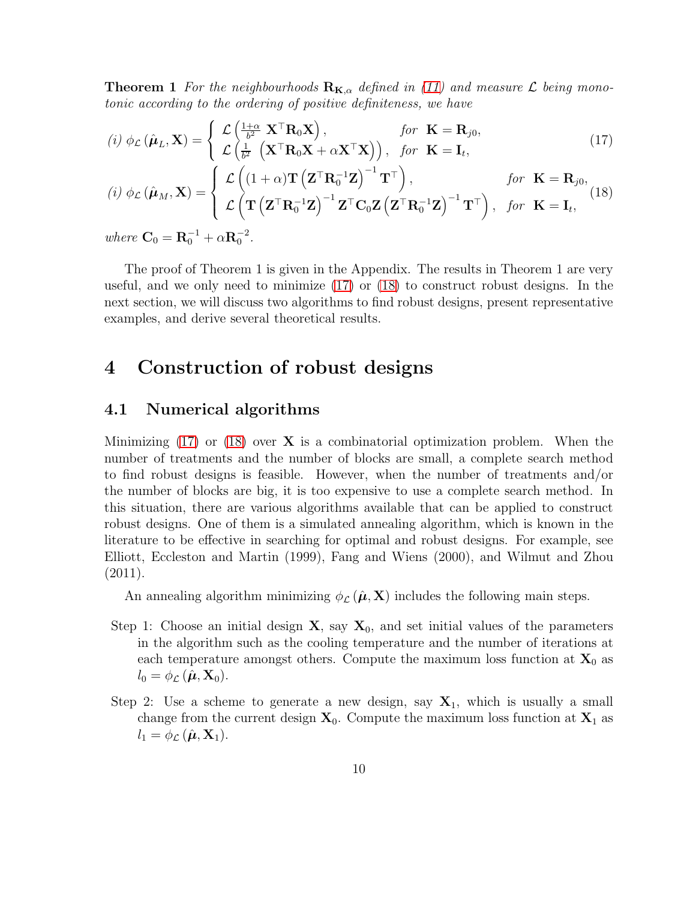**Theorem 1** *For the neighbourhoods $\mathbf{R}_{\mathbf{K},\alpha}$ defined in (11) and measure $\mathcal{L}$ being monotonic according to the ordering of positive definiteness, we have*

$$
\text{(i) } \phi_{\mathcal{L}}\left(\hat{\boldsymbol{\mu}}_L, \mathbf{X}\right) = \begin{cases} \mathcal{L}\left(\frac{1+\alpha}{b^2}\ \mathbf{X}^\top \mathbf{R}_0 \mathbf{X}\right), & \text{for } \mathbf{K} = \mathbf{R}_{j0}, \\ \mathcal{L}\left(\frac{1}{b^2}\ \left(\mathbf{X}^\top \mathbf{R}_0 \mathbf{X} + \alpha \mathbf{X}^\top \mathbf{X}\right)\right), & \text{for } \mathbf{K} = \mathbf{I}_t, \end{cases} \tag{17}
$$

$$
\text{(i) } \phi_{\mathcal{L}}\left(\hat{\boldsymbol{\mu}}_M, \mathbf{X}\right) = \begin{cases} \mathcal{L}\left((1+\alpha)\mathbf{T}\left(\mathbf{Z}^\top \mathbf{R}_0^{-1} \mathbf{Z}\right)^{-1} \mathbf{T}^\top\right), & \text{for } \mathbf{K} = \mathbf{R}_{j0}, \\ \mathcal{L}\left(\mathbf{T}\left(\mathbf{Z}^\top \mathbf{R}_0^{-1} \mathbf{Z}\right)^{-1} \mathbf{Z}^\top \mathbf{C}_0 \mathbf{Z}\left(\mathbf{Z}^\top \mathbf{R}_0^{-1} \mathbf{Z}\right)^{-1} \mathbf{T}^\top\right), & \text{for } \mathbf{K} = \mathbf{I}_t, \end{cases} \tag{18}
$$

*where* $\mathbf{C}_0 = \mathbf{R}_0^{-1} + \alpha \mathbf{R}_0^{-2}$.

The proof of Theorem 1 is given in the Appendix. The results in Theorem 1 are very useful, and we only need to minimize (17) or (18) to construct robust designs. In the next section, we will discuss two algorithms to find robust designs, present representative examples, and derive several theoretical results.

# 4 Construction of robust designs

## 4.1 Numerical algorithms

Minimizing (17) or (18) over $\mathbf{X}$ is a combinatorial optimization problem. When the number of treatments and the number of blocks are small, a complete search method to find robust designs is feasible. However, when the number of treatments and/or the number of blocks are big, it is too expensive to use a complete search method. In this situation, there are various algorithms available that can be applied to construct robust designs. One of them is a simulated annealing algorithm, which is known in the literature to be effective in searching for optimal and robust designs. For example, see Elliott, Eccleston and Martin (1999), Fang and Wiens (2000), and Wilmut and Zhou (2011).

An annealing algorithm minimizing $\phi_{\mathcal{L}}\left(\hat{\boldsymbol{\mu}}, \mathbf{X}\right)$ includes the following main steps.

Step 1: Choose an initial design $\mathbf{X}$, say $\mathbf{X}_0$, and set initial values of the parameters in the algorithm such as the cooling temperature and the number of iterations at each temperature amongst others. Compute the maximum loss function at $\mathbf{X}_0$ as $l_0 = \phi_{\mathcal{L}}\left(\hat{\boldsymbol{\mu}}, \mathbf{X}_0\right)$.

Step 2: Use a scheme to generate a new design, say $\mathbf{X}_1$, which is usually a small change from the current design $\mathbf{X}_0$. Compute the maximum loss function at $\mathbf{X}_1$ as $l_1 = \phi_{\mathcal{L}}\left(\hat{\boldsymbol{\mu}}, \mathbf{X}_1\right)$.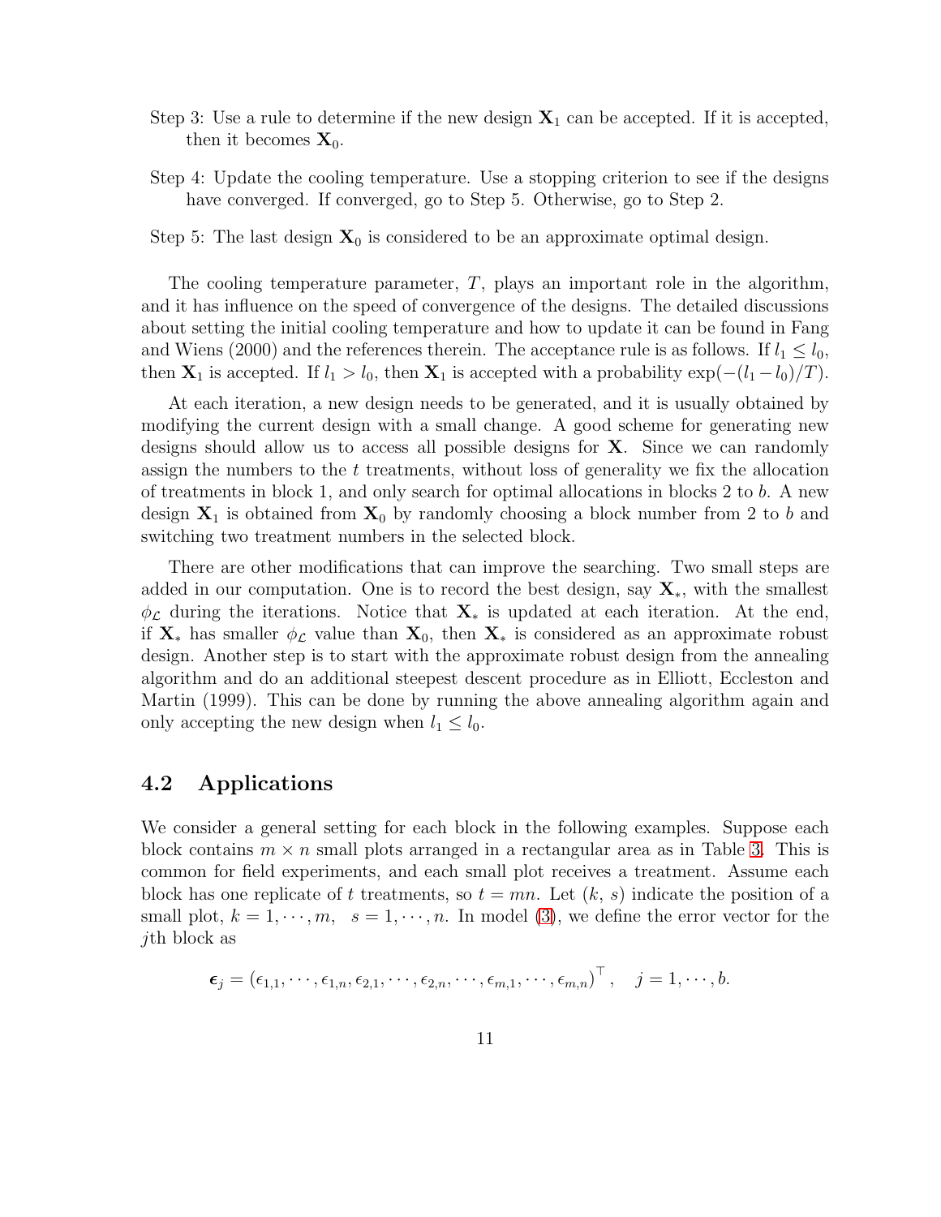Step 3: Use a rule to determine if the new design $\mathbf{X}_1$ can be accepted. If it is accepted, then it becomes $\mathbf{X}_0$.

Step 4: Update the cooling temperature. Use a stopping criterion to see if the designs have converged. If converged, go to Step 5. Otherwise, go to Step 2.

Step 5: The last design $\mathbf{X}_0$ is considered to be an approximate optimal design.

The cooling temperature parameter, $T$, plays an important role in the algorithm, and it has influence on the speed of convergence of the designs. The detailed discussions about setting the initial cooling temperature and how to update it can be found in Fang and Wiens (2000) and the references therein. The acceptance rule is as follows. If $l_1 \leq l_0$, then $\mathbf{X}_1$ is accepted. If $l_1 > l_0$, then $\mathbf{X}_1$ is accepted with a probability $\exp(-(l_1 - l_0)/T)$.

At each iteration, a new design needs to be generated, and it is usually obtained by modifying the current design with a small change. A good scheme for generating new designs should allow us to access all possible designs for $\mathbf{X}$. Since we can randomly assign the numbers to the $t$ treatments, without loss of generality we fix the allocation of treatments in block 1, and only search for optimal allocations in blocks 2 to $b$. A new design $\mathbf{X}_1$ is obtained from $\mathbf{X}_0$ by randomly choosing a block number from 2 to $b$ and switching two treatment numbers in the selected block.

There are other modifications that can improve the searching. Two small steps are added in our computation. One is to record the best design, say $\mathbf{X}_*$, with the smallest $\phi_{\mathcal{L}}$ during the iterations. Notice that $\mathbf{X}_*$ is updated at each iteration. At the end, if $\mathbf{X}_*$ has smaller $\phi_{\mathcal{L}}$ value than $\mathbf{X}_0$, then $\mathbf{X}_*$ is considered as an approximate robust design. Another step is to start with the approximate robust design from the annealing algorithm and do an additional steepest descent procedure as in Elliott, Eccleston and Martin (1999). This can be done by running the above annealing algorithm again and only accepting the new design when $l_1 \leq l_0$.

## 4.2 Applications

We consider a general setting for each block in the following examples. Suppose each block contains $m \times n$ small plots arranged in a rectangular area as in Table 3. This is common for field experiments, and each small plot receives a treatment. Assume each block has one replicate of $t$ treatments, so $t = mn$. Let $(k,\, s)$ indicate the position of a small plot, $k = 1, \cdots, m, \quad s = 1, \cdots, n$. In model (3), we define the error vector for the $j$th block as

$$\boldsymbol{\epsilon}_j = \left(\epsilon_{1,1}, \cdots, \epsilon_{1,n}, \epsilon_{2,1}, \cdots, \epsilon_{2,n}, \cdots, \epsilon_{m,1}, \cdots, \epsilon_{m,n}\right)^\top, \quad j = 1, \cdots, b.$$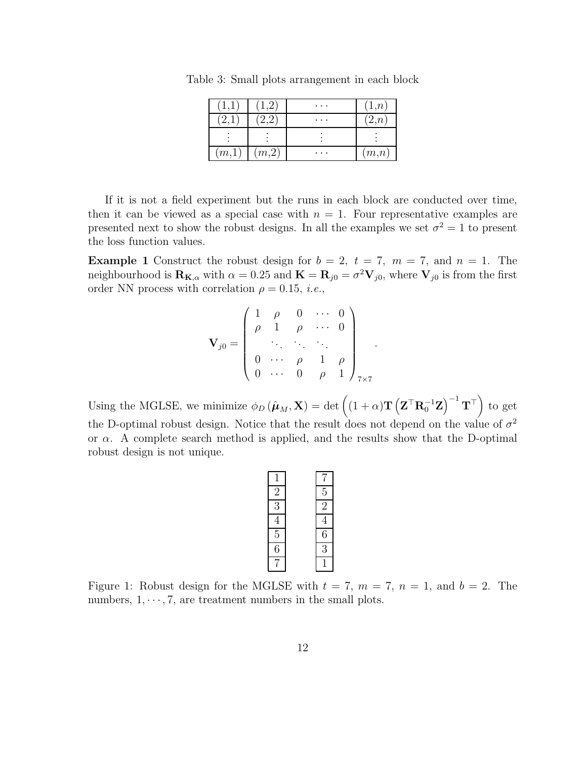Table 3: Small plots arrangement in each block

| (1,1) | (1,2) | $\cdots$ | (1,$n$) |
|---|---|---|---|
| (2,1) | (2,2) | $\cdots$ | (2,$n$) |
| $\vdots$ | $\vdots$ | $\vdots$ | $\vdots$ |
| ($m$,1) | ($m$,2) | $\cdots$ | ($m$,$n$) |

If it is not a field experiment but the runs in each block are conducted over time, then it can be viewed as a special case with $n = 1$. Four representative examples are presented next to show the robust designs. In all the examples we set $\sigma^2 = 1$ to present the loss function values.

**Example 1** Construct the robust design for $b = 2,\ t = 7,\ m = 7$, and $n = 1$. The neighbourhood is $\mathbf{R}_{\mathbf{K},\alpha}$ with $\alpha = 0.25$ and $\mathbf{K} = \mathbf{R}_{j0} = \sigma^2 \mathbf{V}_{j0}$, where $\mathbf{V}_{j0}$ is from the first order NN process with correlation $\rho = 0.15$, *i.e.*,

$$
\mathbf{V}_{j0} = \begin{pmatrix} 1 & \rho & 0 & \cdots & 0 \\ \rho & 1 & \rho & \cdots & 0 \\ & \ddots & \ddots & \ddots & \\ 0 & \cdots & \rho & 1 & \rho \\ 0 & \cdots & 0 & \rho & 1 \end{pmatrix}_{7\times 7}.
$$

Using the MGLSE, we minimize $\phi_D(\hat{\boldsymbol{\mu}}_M, \mathbf{X}) = \det\left((1+\alpha)\mathbf{T}\left(\mathbf{Z}^\top \mathbf{R}_0^{-1}\mathbf{Z}\right)^{-1}\mathbf{T}^\top\right)$ to get the D-optimal robust design. Notice that the result does not depend on the value of $\sigma^2$ or $\alpha$. A complete search method is applied, and the results show that the D-optimal robust design is not unique.

| Block 1 | Block 2 |
|---|---|
| 1 | 7 |
| 2 | 5 |
| 3 | 2 |
| 4 | 4 |
| 5 | 6 |
| 6 | 3 |
| 7 | 1 |

Figure 1: Robust design for the MGLSE with $t = 7,\ m = 7,\ n = 1$, and $b = 2$. The numbers, $1, \cdots, 7$, are treatment numbers in the small plots.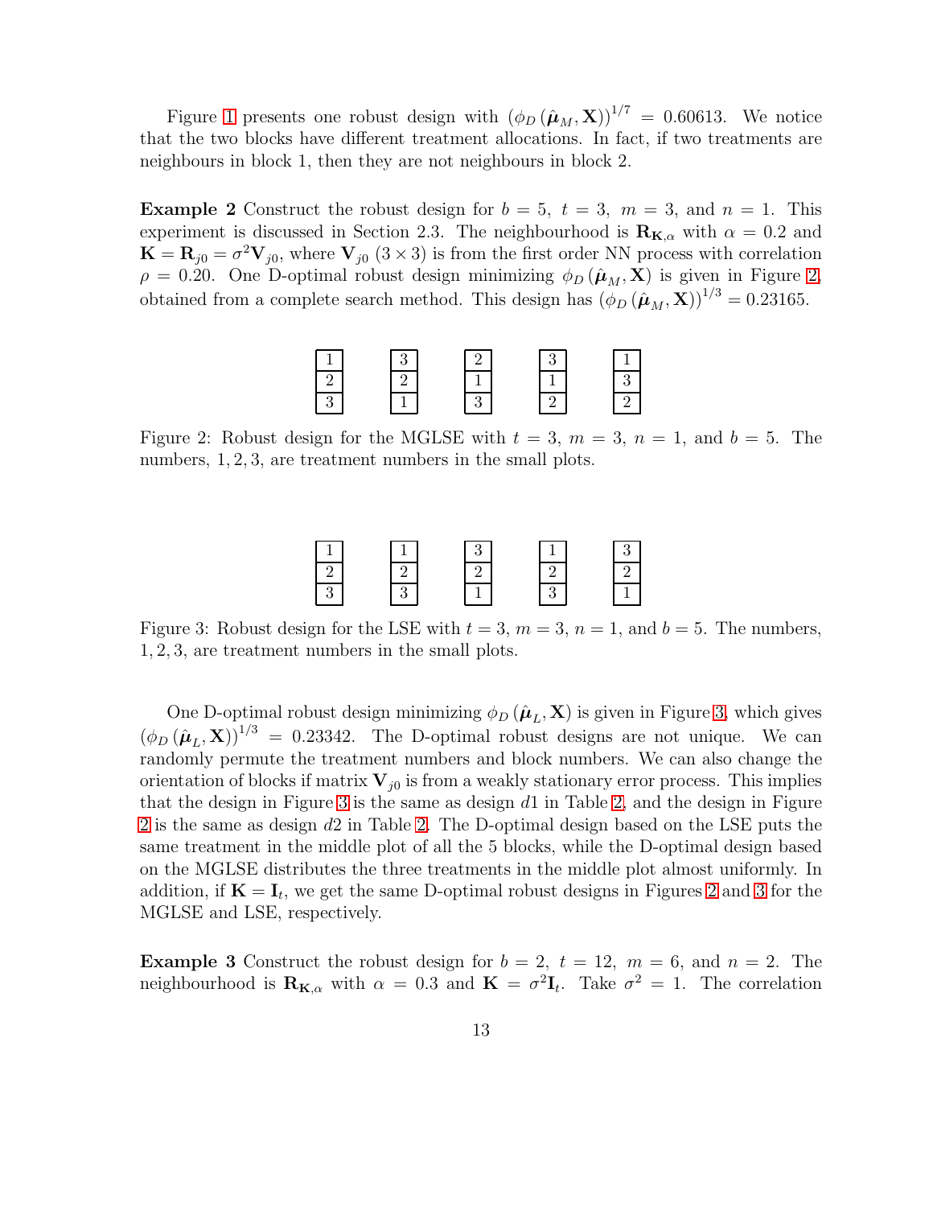Figure 1 presents one robust design with $(\phi_D(\hat{\boldsymbol{\mu}}_M, \mathbf{X}))^{1/7} = 0.60613$. We notice that the two blocks have different treatment allocations. In fact, if two treatments are neighbours in block 1, then they are not neighbours in block 2.

**Example 2** Construct the robust design for $b = 5$, $t = 3$, $m = 3$, and $n = 1$. This experiment is discussed in Section 2.3. The neighbourhood is $\mathbf{R}_{\mathbf{K},\alpha}$ with $\alpha = 0.2$ and $\mathbf{K} = \mathbf{R}_{j0} = \sigma^2 \mathbf{V}_{j0}$, where $\mathbf{V}_{j0}$ $(3 \times 3)$ is from the first order NN process with correlation $\rho = 0.20$. One D-optimal robust design minimizing $\phi_D(\hat{\boldsymbol{\mu}}_M, \mathbf{X})$ is given in Figure 2, obtained from a complete search method. This design has $(\phi_D(\hat{\boldsymbol{\mu}}_M, \mathbf{X}))^{1/3} = 0.23165$.

| Block 1 | Block 2 | Block 3 | Block 4 | Block 5 |
|---|---|---|---|---|
| 1 | 3 | 2 | 3 | 1 |
| 2 | 2 | 1 | 1 | 3 |
| 3 | 1 | 3 | 2 | 2 |

Figure 2: Robust design for the MGLSE with $t = 3$, $m = 3$, $n = 1$, and $b = 5$. The numbers, $1, 2, 3$, are treatment numbers in the small plots.

| Block 1 | Block 2 | Block 3 | Block 4 | Block 5 |
|---|---|---|---|---|
| 1 | 1 | 3 | 1 | 3 |
| 2 | 2 | 2 | 2 | 2 |
| 3 | 3 | 1 | 3 | 1 |

Figure 3: Robust design for the LSE with $t = 3$, $m = 3$, $n = 1$, and $b = 5$. The numbers, $1, 2, 3$, are treatment numbers in the small plots.

One D-optimal robust design minimizing $\phi_D(\hat{\boldsymbol{\mu}}_L, \mathbf{X})$ is given in Figure 3, which gives $(\phi_D(\hat{\boldsymbol{\mu}}_L, \mathbf{X}))^{1/3} = 0.23342$. The D-optimal robust designs are not unique. We can randomly permute the treatment numbers and block numbers. We can also change the orientation of blocks if matrix $\mathbf{V}_{j0}$ is from a weakly stationary error process. This implies that the design in Figure 3 is the same as design $d1$ in Table 2, and the design in Figure 2 is the same as design $d2$ in Table 2. The D-optimal design based on the LSE puts the same treatment in the middle plot of all the 5 blocks, while the D-optimal design based on the MGLSE distributes the three treatments in the middle plot almost uniformly. In addition, if $\mathbf{K} = \mathbf{I}_t$, we get the same D-optimal robust designs in Figures 2 and 3 for the MGLSE and LSE, respectively.

**Example 3** Construct the robust design for $b = 2$, $t = 12$, $m = 6$, and $n = 2$. The neighbourhood is $\mathbf{R}_{\mathbf{K},\alpha}$ with $\alpha = 0.3$ and $\mathbf{K} = \sigma^2 \mathbf{I}_t$. Take $\sigma^2 = 1$. The correlation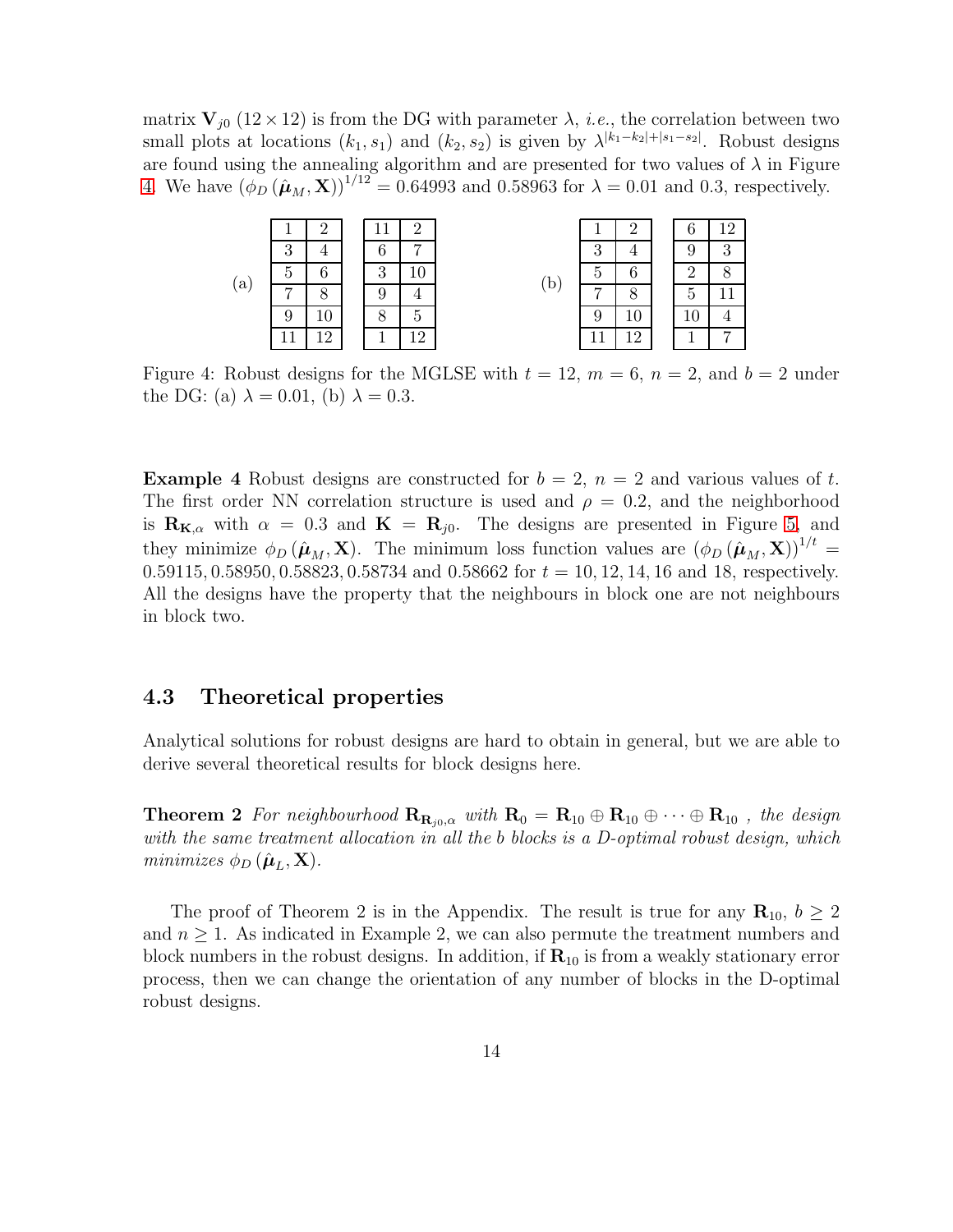matrix $\mathbf{V}_{j0}$ $(12 \times 12)$ is from the DG with parameter $\lambda$, *i.e.*, the correlation between two small plots at locations $(k_1, s_1)$ and $(k_2, s_2)$ is given by $\lambda^{|k_1-k_2|+|s_1-s_2|}$. Robust designs are found using the annealing algorithm and are presented for two values of $\lambda$ in Figure 4. We have $\left(\phi_D\left(\hat{\boldsymbol{\mu}}_M, \mathbf{X}\right)\right)^{1/12} = 0.64993$ and $0.58963$ for $\lambda = 0.01$ and $0.3$, respectively.

(a)

| | | | | |
|---|---|---|---|---|
| 1 | 2 | | 11 | 2 |
| 3 | 4 | | 6 | 7 |
| 5 | 6 | | 3 | 10 |
| 7 | 8 | | 9 | 4 |
| 9 | 10 | | 8 | 5 |
| 11 | 12 | | 1 | 12 |

(b)

| | | | | |
|---|---|---|---|---|
| 1 | 2 | | 6 | 12 |
| 3 | 4 | | 9 | 3 |
| 5 | 6 | | 2 | 8 |
| 7 | 8 | | 5 | 11 |
| 9 | 10 | | 10 | 4 |
| 11 | 12 | | 1 | 7 |

Figure 4: Robust designs for the MGLSE with $t = 12$, $m = 6$, $n = 2$, and $b = 2$ under the DG: (a) $\lambda = 0.01$, (b) $\lambda = 0.3$.

**Example 4** Robust designs are constructed for $b = 2$, $n = 2$ and various values of $t$. The first order NN correlation structure is used and $\rho = 0.2$, and the neighborhood is $\mathbf{R}_{\mathbf{K},\alpha}$ with $\alpha = 0.3$ and $\mathbf{K} = \mathbf{R}_{j0}$. The designs are presented in Figure 5, and they minimize $\phi_D\left(\hat{\boldsymbol{\mu}}_M, \mathbf{X}\right)$. The minimum loss function values are $\left(\phi_D\left(\hat{\boldsymbol{\mu}}_M, \mathbf{X}\right)\right)^{1/t} = 0.59115, 0.58950, 0.58823, 0.58734$ and $0.58662$ for $t = 10, 12, 14, 16$ and $18$, respectively. All the designs have the property that the neighbours in block one are not neighbours in block two.

### 4.3 Theoretical properties

Analytical solutions for robust designs are hard to obtain in general, but we are able to derive several theoretical results for block designs here.

**Theorem 2** *For neighbourhood $\mathbf{R}_{\mathbf{R}_{j0},\alpha}$ with $\mathbf{R}_0 = \mathbf{R}_{10} \oplus \mathbf{R}_{10} \oplus \cdots \oplus \mathbf{R}_{10}$ , the design with the same treatment allocation in all the $b$ blocks is a D-optimal robust design, which minimizes $\phi_D\left(\hat{\boldsymbol{\mu}}_L, \mathbf{X}\right)$.*

The proof of Theorem 2 is in the Appendix. The result is true for any $\mathbf{R}_{10}$, $b \geq 2$ and $n \geq 1$. As indicated in Example 2, we can also permute the treatment numbers and block numbers in the robust designs. In addition, if $\mathbf{R}_{10}$ is from a weakly stationary error process, then we can change the orientation of any number of blocks in the D-optimal robust designs.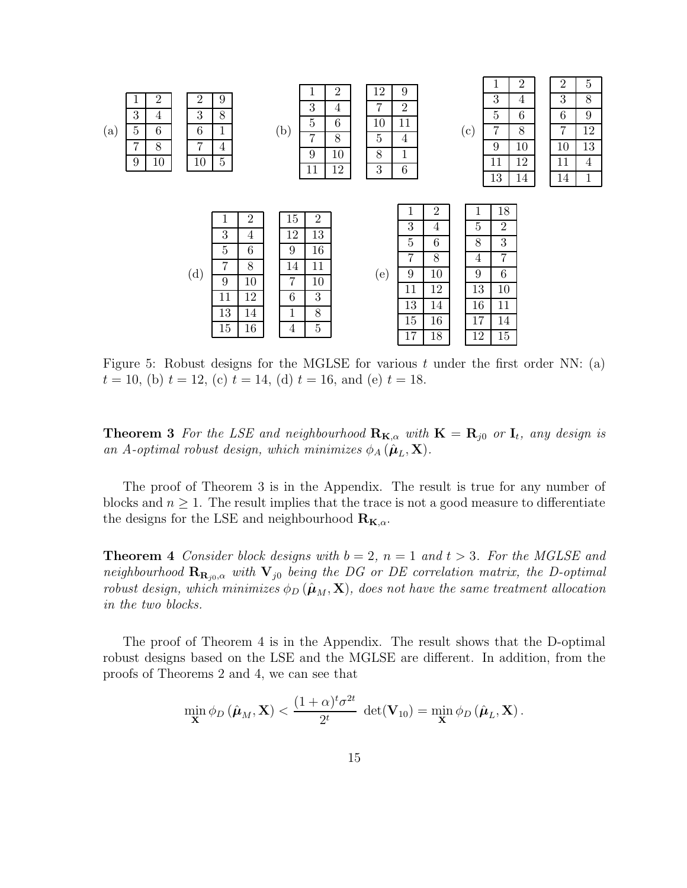(a)

| 1 | 2 |
|---|---|
| 3 | 4 |
| 5 | 6 |
| 7 | 8 |
| 9 | 10 |

| 2 | 9 |
|---|---|
| 3 | 8 |
| 6 | 1 |
| 7 | 4 |
| 10 | 5 |

(b)

| 1 | 2 |
|---|---|
| 3 | 4 |
| 5 | 6 |
| 7 | 8 |
| 9 | 10 |
| 11 | 12 |

| 12 | 9 |
|---|---|
| 7 | 2 |
| 10 | 11 |
| 5 | 4 |
| 8 | 1 |
| 3 | 6 |

(c)

| 1 | 2 |
|---|---|
| 3 | 4 |
| 5 | 6 |
| 7 | 8 |
| 9 | 10 |
| 11 | 12 |
| 13 | 14 |

| 2 | 5 |
|---|---|
| 3 | 8 |
| 6 | 9 |
| 7 | 12 |
| 10 | 13 |
| 11 | 4 |
| 14 | 1 |

(d)

| 1 | 2 |
|---|---|
| 3 | 4 |
| 5 | 6 |
| 7 | 8 |
| 9 | 10 |
| 11 | 12 |
| 13 | 14 |
| 15 | 16 |

| 15 | 2 |
|---|---|
| 12 | 13 |
| 9 | 16 |
| 14 | 11 |
| 7 | 10 |
| 6 | 3 |
| 1 | 8 |
| 4 | 5 |

(e)

| 1 | 2 |
|---|---|
| 3 | 4 |
| 5 | 6 |
| 7 | 8 |
| 9 | 10 |
| 11 | 12 |
| 13 | 14 |
| 15 | 16 |
| 17 | 18 |

| 1 | 18 |
|---|---|
| 5 | 2 |
| 8 | 3 |
| 4 | 7 |
| 9 | 6 |
| 13 | 10 |
| 16 | 11 |
| 17 | 14 |
| 12 | 15 |

Figure 5: Robust designs for the MGLSE for various $t$ under the first order NN: (a) $t = 10$, (b) $t = 12$, (c) $t = 14$, (d) $t = 16$, and (e) $t = 18$.

**Theorem 3** *For the LSE and neighbourhood $\mathbf{R}_{\mathbf{K},\alpha}$ with $\mathbf{K} = \mathbf{R}_{j0}$ or $\mathbf{I}_t$, any design is an A-optimal robust design, which minimizes $\phi_A(\hat{\boldsymbol{\mu}}_L, \mathbf{X})$.*

The proof of Theorem 3 is in the Appendix. The result is true for any number of blocks and $n \geq 1$. The result implies that the trace is not a good measure to differentiate the designs for the LSE and neighbourhood $\mathbf{R}_{\mathbf{K},\alpha}$.

**Theorem 4** *Consider block designs with $b = 2$, $n = 1$ and $t > 3$. For the MGLSE and neighbourhood $\mathbf{R}_{\mathbf{R}_{j0},\alpha}$ with $\mathbf{V}_{j0}$ being the DG or DE correlation matrix, the D-optimal robust design, which minimizes $\phi_D(\hat{\boldsymbol{\mu}}_M, \mathbf{X})$, does not have the same treatment allocation in the two blocks.*

The proof of Theorem 4 is in the Appendix. The result shows that the D-optimal robust designs based on the LSE and the MGLSE are different. In addition, from the proofs of Theorems 2 and 4, we can see that

$$\min_{\mathbf{X}} \phi_D(\hat{\boldsymbol{\mu}}_M, \mathbf{X}) < \frac{(1+\alpha)^t \sigma^{2t}}{2^t} \det(\mathbf{V}_{10}) = \min_{\mathbf{X}} \phi_D(\hat{\boldsymbol{\mu}}_L, \mathbf{X}).$$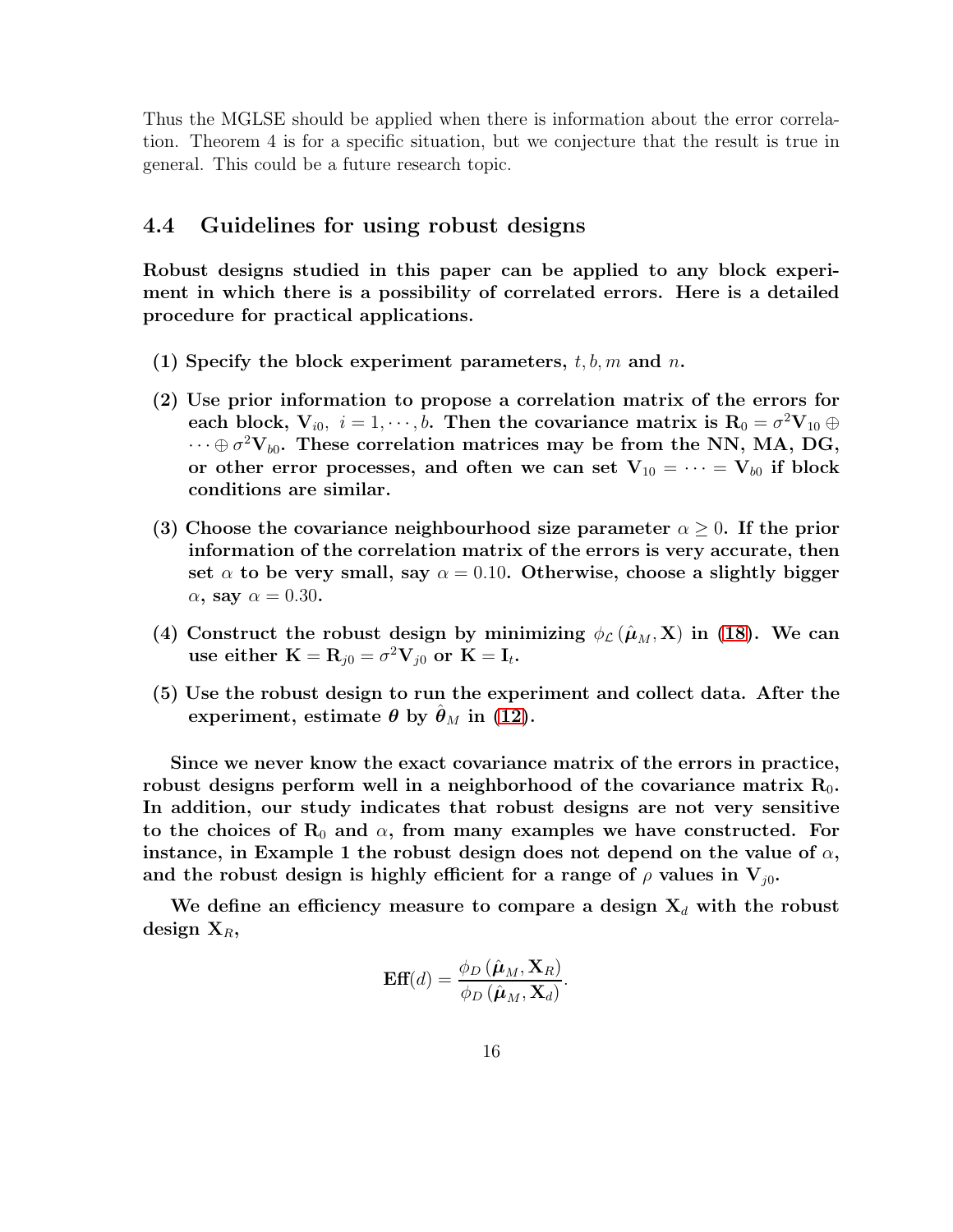Thus the MGLSE should be applied when there is information about the error correlation. Theorem 4 is for a specific situation, but we conjecture that the result is true in general. This could be a future research topic.

## 4.4 Guidelines for using robust designs

**Robust designs studied in this paper can be applied to any block experiment in which there is a possibility of correlated errors. Here is a detailed procedure for practical applications.**

**(1) Specify the block experiment parameters, $t, b, m$ and $n$.**

**(2) Use prior information to propose a correlation matrix of the errors for each block, $\mathbf{V}_{i0},\ i = 1, \cdots, b$. Then the covariance matrix is $\mathbf{R}_0 = \sigma^2\mathbf{V}_{10} \oplus \cdots \oplus \sigma^2\mathbf{V}_{b0}$. These correlation matrices may be from the NN, MA, DG, or other error processes, and often we can set $\mathbf{V}_{10} = \cdots = \mathbf{V}_{b0}$ if block conditions are similar.**

**(3) Choose the covariance neighbourhood size parameter $\alpha \geq 0$. If the prior information of the correlation matrix of the errors is very accurate, then set $\alpha$ to be very small, say $\alpha = 0.10$. Otherwise, choose a slightly bigger $\alpha$, say $\alpha = 0.30$.**

**(4) Construct the robust design by minimizing $\phi_{\mathcal{L}}\left(\hat{\boldsymbol{\mu}}_M, \mathbf{X}\right)$ in (18). We can use either $\mathbf{K} = \mathbf{R}_{j0} = \sigma^2\mathbf{V}_{j0}$ or $\mathbf{K} = \mathbf{I}_t$.**

**(5) Use the robust design to run the experiment and collect data. After the experiment, estimate $\boldsymbol{\theta}$ by $\hat{\boldsymbol{\theta}}_M$ in (12).**

**Since we never know the exact covariance matrix of the errors in practice, robust designs perform well in a neighborhood of the covariance matrix $\mathbf{R}_0$. In addition, our study indicates that robust designs are not very sensitive to the choices of $\mathbf{R}_0$ and $\alpha$, from many examples we have constructed. For instance, in Example 1 the robust design does not depend on the value of $\alpha$, and the robust design is highly efficient for a range of $\rho$ values in $\mathbf{V}_{j0}$.**

**We define an efficiency measure to compare a design $\mathbf{X}_d$ with the robust design $\mathbf{X}_R$,**

$$\mathbf{Eff}(d) = \frac{\phi_D\left(\hat{\boldsymbol{\mu}}_M, \mathbf{X}_R\right)}{\phi_D\left(\hat{\boldsymbol{\mu}}_M, \mathbf{X}_d\right)}.$$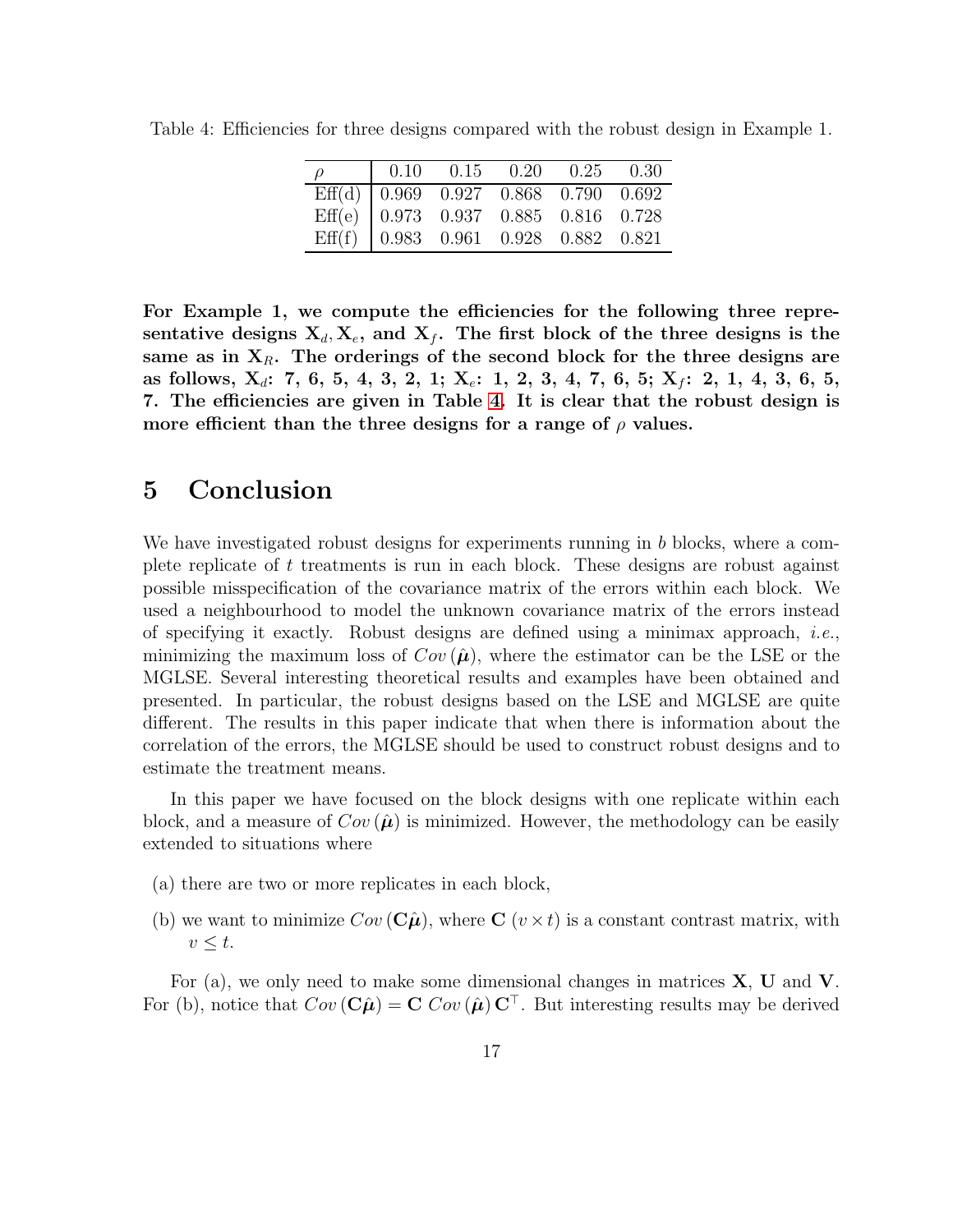Table 4: Efficiencies for three designs compared with the robust design in Example 1.

| $\rho$ | 0.10 | 0.15 | 0.20 | 0.25 | 0.30 |
|---|---|---|---|---|---|
| Eff(d) | 0.969 | 0.927 | 0.868 | 0.790 | 0.692 |
| Eff(e) | 0.973 | 0.937 | 0.885 | 0.816 | 0.728 |
| Eff(f) | 0.983 | 0.961 | 0.928 | 0.882 | 0.821 |

**For Example 1, we compute the efficiencies for the following three representative designs $\mathbf{X}_d, \mathbf{X}_e$, and $\mathbf{X}_f$. The first block of the three designs is the same as in $\mathbf{X}_R$. The orderings of the second block for the three designs are as follows, $\mathbf{X}_d$: 7, 6, 5, 4, 3, 2, 1; $\mathbf{X}_e$: 1, 2, 3, 4, 7, 6, 5; $\mathbf{X}_f$: 2, 1, 4, 3, 6, 5, 7. The efficiencies are given in Table 4. It is clear that the robust design is more efficient than the three designs for a range of $\rho$ values.**

## 5 Conclusion

We have investigated robust designs for experiments running in $b$ blocks, where a complete replicate of $t$ treatments is run in each block. These designs are robust against possible misspecification of the covariance matrix of the errors within each block. We used a neighbourhood to model the unknown covariance matrix of the errors instead of specifying it exactly. Robust designs are defined using a minimax approach, *i.e.*, minimizing the maximum loss of $Cov\left(\hat{\boldsymbol{\mu}}\right)$, where the estimator can be the LSE or the MGLSE. Several interesting theoretical results and examples have been obtained and presented. In particular, the robust designs based on the LSE and MGLSE are quite different. The results in this paper indicate that when there is information about the correlation of the errors, the MGLSE should be used to construct robust designs and to estimate the treatment means.

In this paper we have focused on the block designs with one replicate within each block, and a measure of $Cov\left(\hat{\boldsymbol{\mu}}\right)$ is minimized. However, the methodology can be easily extended to situations where

(a) there are two or more replicates in each block,

(b) we want to minimize $Cov\left(\mathbf{C}\hat{\boldsymbol{\mu}}\right)$, where $\mathbf{C}$ $(v \times t)$ is a constant contrast matrix, with $v \leq t$.

For (a), we only need to make some dimensional changes in matrices $\mathbf{X}$, $\mathbf{U}$ and $\mathbf{V}$. For (b), notice that $Cov\left(\mathbf{C}\hat{\boldsymbol{\mu}}\right) = \mathbf{C}\ Cov\left(\hat{\boldsymbol{\mu}}\right)\mathbf{C}^\top$. But interesting results may be derived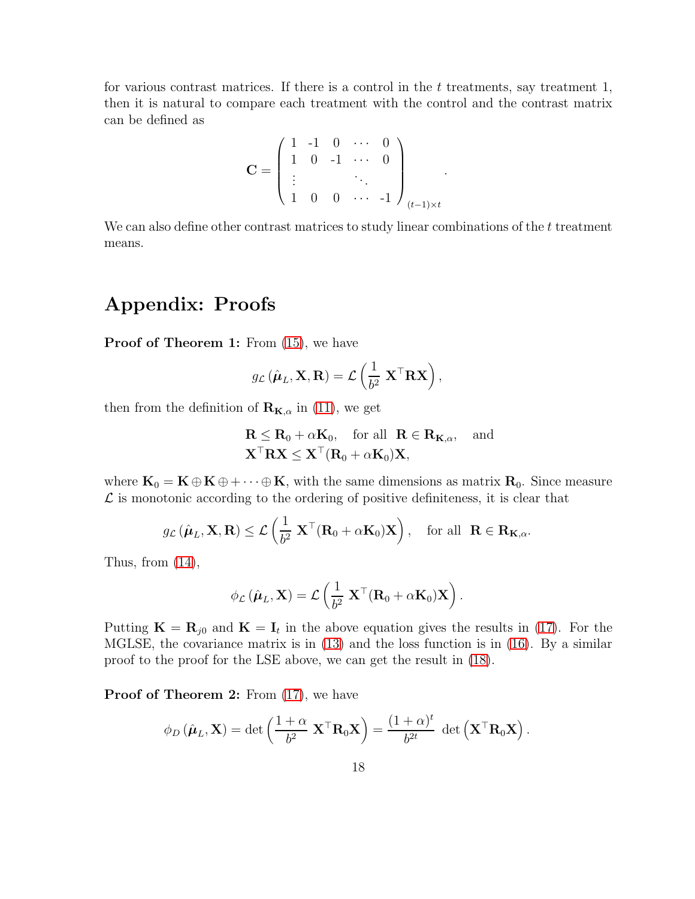for various contrast matrices. If there is a control in the $t$ treatments, say treatment 1, then it is natural to compare each treatment with the control and the contrast matrix can be defined as

$$
\mathbf{C} = \begin{pmatrix} 1 & \text{-1} & 0 & \cdots & 0 \\ 1 & 0 & \text{-1} & \cdots & 0 \\ \vdots & & & \ddots & \\ 1 & 0 & 0 & \cdots & \text{-1} \end{pmatrix}_{(t-1)\times t} .
$$

We can also define other contrast matrices to study linear combinations of the $t$ treatment means.

# Appendix: Proofs

**Proof of Theorem 1:** From (15), we have

$$
g_{\mathcal{L}}\left(\hat{\boldsymbol{\mu}}_L, \mathbf{X}, \mathbf{R}\right) = \mathcal{L}\left(\frac{1}{b^2}\ \mathbf{X}^\top \mathbf{R}\mathbf{X}\right),
$$

then from the definition of $\mathbf{R}_{\mathbf{K},\alpha}$ in (11), we get

$$
\begin{aligned}
&\mathbf{R} \leq \mathbf{R}_0 + \alpha\mathbf{K}_0, \quad \text{for all } \ \mathbf{R} \in \mathbf{R}_{\mathbf{K},\alpha}, \quad \text{and} \\
&\mathbf{X}^\top\mathbf{R}\mathbf{X} \leq \mathbf{X}^\top(\mathbf{R}_0 + \alpha\mathbf{K}_0)\mathbf{X},
\end{aligned}
$$

where $\mathbf{K}_0 = \mathbf{K} \oplus \mathbf{K} \oplus + \cdots \oplus \mathbf{K}$, with the same dimensions as matrix $\mathbf{R}_0$. Since measure $\mathcal{L}$ is monotonic according to the ordering of positive definiteness, it is clear that

$$
g_{\mathcal{L}}\left(\hat{\boldsymbol{\mu}}_L, \mathbf{X}, \mathbf{R}\right) \leq \mathcal{L}\left(\frac{1}{b^2}\ \mathbf{X}^\top(\mathbf{R}_0 + \alpha\mathbf{K}_0)\mathbf{X}\right), \quad \text{for all } \ \mathbf{R} \in \mathbf{R}_{\mathbf{K},\alpha}.
$$

Thus, from (14),

$$
\phi_{\mathcal{L}}\left(\hat{\boldsymbol{\mu}}_L, \mathbf{X}\right) = \mathcal{L}\left(\frac{1}{b^2}\ \mathbf{X}^\top(\mathbf{R}_0 + \alpha\mathbf{K}_0)\mathbf{X}\right).
$$

Putting $\mathbf{K} = \mathbf{R}_{j0}$ and $\mathbf{K} = \mathbf{I}_t$ in the above equation gives the results in (17). For the MGLSE, the covariance matrix is in (13) and the loss function is in (16). By a similar proof to the proof for the LSE above, we can get the result in (18).

**Proof of Theorem 2:** From (17), we have

$$
\phi_D\left(\hat{\boldsymbol{\mu}}_L, \mathbf{X}\right) = \det\left(\frac{1+\alpha}{b^2}\ \mathbf{X}^\top\mathbf{R}_0\mathbf{X}\right) = \frac{(1+\alpha)^t}{b^{2t}}\ \det\left(\mathbf{X}^\top\mathbf{R}_0\mathbf{X}\right).
$$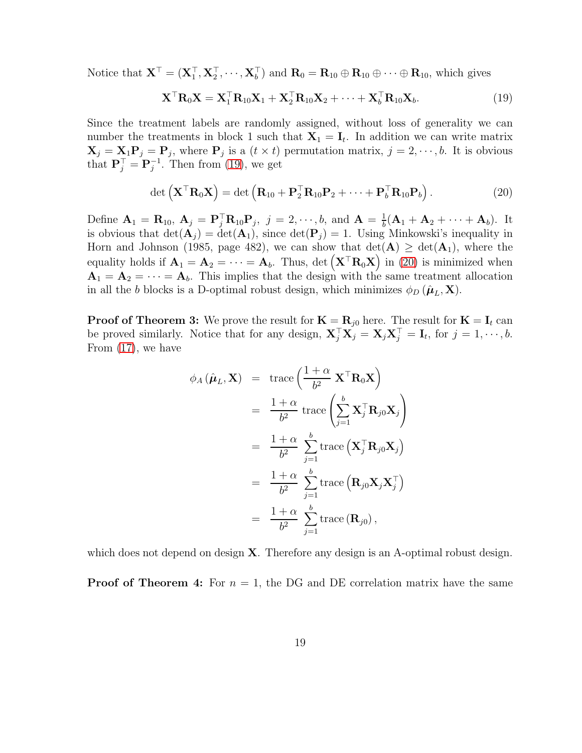Notice that $\mathbf{X}^\top = (\mathbf{X}_1^\top, \mathbf{X}_2^\top, \cdots, \mathbf{X}_b^\top)$ and $\mathbf{R}_0 = \mathbf{R}_{10} \oplus \mathbf{R}_{10} \oplus \cdots \oplus \mathbf{R}_{10}$, which gives

$$\mathbf{X}^\top \mathbf{R}_0 \mathbf{X} = \mathbf{X}_1^\top \mathbf{R}_{10} \mathbf{X}_1 + \mathbf{X}_2^\top \mathbf{R}_{10} \mathbf{X}_2 + \cdots + \mathbf{X}_b^\top \mathbf{R}_{10} \mathbf{X}_b. \tag{19}$$

Since the treatment labels are randomly assigned, without loss of generality we can number the treatments in block 1 such that $\mathbf{X}_1 = \mathbf{I}_t$. In addition we can write matrix $\mathbf{X}_j = \mathbf{X}_1 \mathbf{P}_j = \mathbf{P}_j$, where $\mathbf{P}_j$ is a $(t \times t)$ permutation matrix, $j = 2, \cdots, b$. It is obvious that $\mathbf{P}_j^\top = \mathbf{P}_j^{-1}$. Then from (19), we get

$$\det\left(\mathbf{X}^\top \mathbf{R}_0 \mathbf{X}\right) = \det\left(\mathbf{R}_{10} + \mathbf{P}_2^\top \mathbf{R}_{10} \mathbf{P}_2 + \cdots + \mathbf{P}_b^\top \mathbf{R}_{10} \mathbf{P}_b\right). \tag{20}$$

Define $\mathbf{A}_1 = \mathbf{R}_{10}$, $\mathbf{A}_j = \mathbf{P}_j^\top \mathbf{R}_{10} \mathbf{P}_j$, $j = 2, \cdots, b$, and $\mathbf{A} = \frac{1}{b}(\mathbf{A}_1 + \mathbf{A}_2 + \cdots + \mathbf{A}_b)$. It is obvious that $\det(\mathbf{A}_j) = \det(\mathbf{A}_1)$, since $\det(\mathbf{P}_j) = 1$. Using Minkowski's inequality in Horn and Johnson (1985, page 482), we can show that $\det(\mathbf{A}) \geq \det(\mathbf{A}_1)$, where the equality holds if $\mathbf{A}_1 = \mathbf{A}_2 = \cdots = \mathbf{A}_b$. Thus, $\det\left(\mathbf{X}^\top \mathbf{R}_0 \mathbf{X}\right)$ in (20) is minimized when $\mathbf{A}_1 = \mathbf{A}_2 = \cdots = \mathbf{A}_b$. This implies that the design with the same treatment allocation in all the $b$ blocks is a D-optimal robust design, which minimizes $\phi_D\left(\hat{\boldsymbol{\mu}}_L, \mathbf{X}\right)$.

**Proof of Theorem 3:** We prove the result for $\mathbf{K} = \mathbf{R}_{j0}$ here. The result for $\mathbf{K} = \mathbf{I}_t$ can be proved similarly. Notice that for any design, $\mathbf{X}_j^\top \mathbf{X}_j = \mathbf{X}_j \mathbf{X}_j^\top = \mathbf{I}_t$, for $j = 1, \cdots, b$. From (17), we have

$$\begin{aligned}
\phi_A\left(\hat{\boldsymbol{\mu}}_L, \mathbf{X}\right) &= \operatorname{trace}\left(\frac{1+\alpha}{b^2}\, \mathbf{X}^\top \mathbf{R}_0 \mathbf{X}\right) \\
&= \frac{1+\alpha}{b^2} \operatorname{trace}\left(\sum_{j=1}^{b} \mathbf{X}_j^\top \mathbf{R}_{j0} \mathbf{X}_j\right) \\
&= \frac{1+\alpha}{b^2} \sum_{j=1}^{b} \operatorname{trace}\left(\mathbf{X}_j^\top \mathbf{R}_{j0} \mathbf{X}_j\right) \\
&= \frac{1+\alpha}{b^2} \sum_{j=1}^{b} \operatorname{trace}\left(\mathbf{R}_{j0} \mathbf{X}_j \mathbf{X}_j^\top\right) \\
&= \frac{1+\alpha}{b^2} \sum_{j=1}^{b} \operatorname{trace}\left(\mathbf{R}_{j0}\right),
\end{aligned}$$

which does not depend on design $\mathbf{X}$. Therefore any design is an A-optimal robust design.

**Proof of Theorem 4:** For $n = 1$, the DG and DE correlation matrix have the same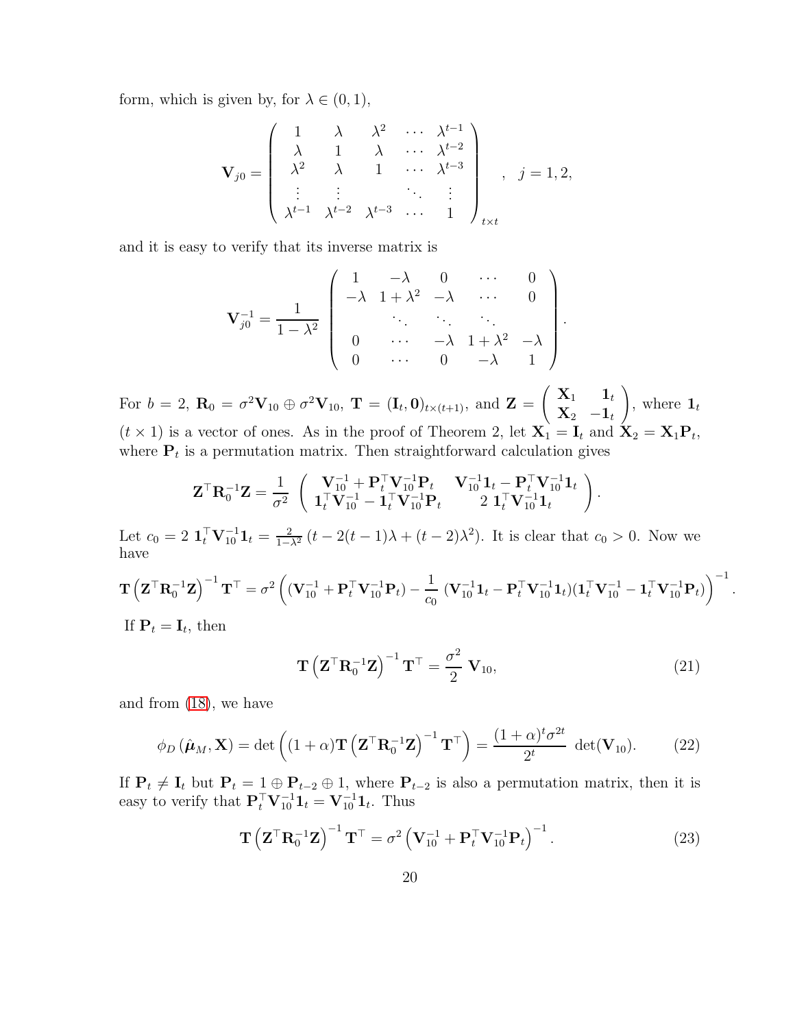form, which is given by, for $\lambda \in (0, 1)$,

$$
\mathbf{V}_{j0} = \begin{pmatrix} 1 & \lambda & \lambda^2 & \cdots & \lambda^{t-1} \\ \lambda & 1 & \lambda & \cdots & \lambda^{t-2} \\ \lambda^2 & \lambda & 1 & \cdots & \lambda^{t-3} \\ \vdots & \vdots & & \ddots & \vdots \\ \lambda^{t-1} & \lambda^{t-2} & \lambda^{t-3} & \cdots & 1 \end{pmatrix}_{t \times t}, \quad j = 1, 2,
$$

and it is easy to verify that its inverse matrix is

$$
\mathbf{V}_{j0}^{-1} = \frac{1}{1-\lambda^2} \begin{pmatrix} 1 & -\lambda & 0 & \cdots & 0 \\ -\lambda & 1+\lambda^2 & -\lambda & \cdots & 0 \\ & \ddots & \ddots & \ddots & \\ 0 & \cdots & -\lambda & 1+\lambda^2 & -\lambda \\ 0 & \cdots & 0 & -\lambda & 1 \end{pmatrix}.
$$

For $b = 2$, $\mathbf{R}_0 = \sigma^2 \mathbf{V}_{10} \oplus \sigma^2 \mathbf{V}_{10}$, $\mathbf{T} = (\mathbf{I}_t, \mathbf{0})_{t \times (t+1)}$, and $\mathbf{Z} = \begin{pmatrix} \mathbf{X}_1 & \mathbf{1}_t \\ \mathbf{X}_2 & -\mathbf{1}_t \end{pmatrix}$, where $\mathbf{1}_t$ $(t \times 1)$ is a vector of ones. As in the proof of Theorem 2, let $\mathbf{X}_1 = \mathbf{I}_t$ and $\mathbf{X}_2 = \mathbf{X}_1 \mathbf{P}_t$, where $\mathbf{P}_t$ is a permutation matrix. Then straightforward calculation gives

$$
\mathbf{Z}^\top \mathbf{R}_0^{-1} \mathbf{Z} = \frac{1}{\sigma^2} \begin{pmatrix} \mathbf{V}_{10}^{-1} + \mathbf{P}_t^\top \mathbf{V}_{10}^{-1} \mathbf{P}_t & \mathbf{V}_{10}^{-1} \mathbf{1}_t - \mathbf{P}_t^\top \mathbf{V}_{10}^{-1} \mathbf{1}_t \\ \mathbf{1}_t^\top \mathbf{V}_{10}^{-1} - \mathbf{1}_t^\top \mathbf{V}_{10}^{-1} \mathbf{P}_t & 2\ \mathbf{1}_t^\top \mathbf{V}_{10}^{-1} \mathbf{1}_t \end{pmatrix}.
$$

Let $c_0 = 2\ \mathbf{1}_t^\top \mathbf{V}_{10}^{-1} \mathbf{1}_t = \frac{2}{1-\lambda^2} \left(t - 2(t-1)\lambda + (t-2)\lambda^2\right)$. It is clear that $c_0 > 0$. Now we have

$$
\mathbf{T}\left(\mathbf{Z}^\top \mathbf{R}_0^{-1} \mathbf{Z}\right)^{-1} \mathbf{T}^\top = \sigma^2 \left( (\mathbf{V}_{10}^{-1} + \mathbf{P}_t^\top \mathbf{V}_{10}^{-1} \mathbf{P}_t) - \frac{1}{c_0} (\mathbf{V}_{10}^{-1} \mathbf{1}_t - \mathbf{P}_t^\top \mathbf{V}_{10}^{-1} \mathbf{1}_t)(\mathbf{1}_t^\top \mathbf{V}_{10}^{-1} - \mathbf{1}_t^\top \mathbf{V}_{10}^{-1} \mathbf{P}_t) \right)^{-1}.
$$

If $\mathbf{P}_t = \mathbf{I}_t$, then

$$
\mathbf{T}\left(\mathbf{Z}^\top \mathbf{R}_0^{-1} \mathbf{Z}\right)^{-1} \mathbf{T}^\top = \frac{\sigma^2}{2}\ \mathbf{V}_{10}, \tag{21}
$$

and from (18), we have

$$
\phi_D(\hat{\boldsymbol{\mu}}_M, \mathbf{X}) = \det\left((1+\alpha)\mathbf{T}\left(\mathbf{Z}^\top \mathbf{R}_0^{-1} \mathbf{Z}\right)^{-1} \mathbf{T}^\top\right) = \frac{(1+\alpha)^t \sigma^{2t}}{2^t}\ \det(\mathbf{V}_{10}). \tag{22}
$$

If $\mathbf{P}_t \neq \mathbf{I}_t$ but $\mathbf{P}_t = 1 \oplus \mathbf{P}_{t-2} \oplus 1$, where $\mathbf{P}_{t-2}$ is also a permutation matrix, then it is easy to verify that $\mathbf{P}_t^\top \mathbf{V}_{10}^{-1} \mathbf{1}_t = \mathbf{V}_{10}^{-1} \mathbf{1}_t$. Thus

$$
\mathbf{T}\left(\mathbf{Z}^\top \mathbf{R}_0^{-1} \mathbf{Z}\right)^{-1} \mathbf{T}^\top = \sigma^2 \left(\mathbf{V}_{10}^{-1} + \mathbf{P}_t^\top \mathbf{V}_{10}^{-1} \mathbf{P}_t\right)^{-1}. \tag{23}
$$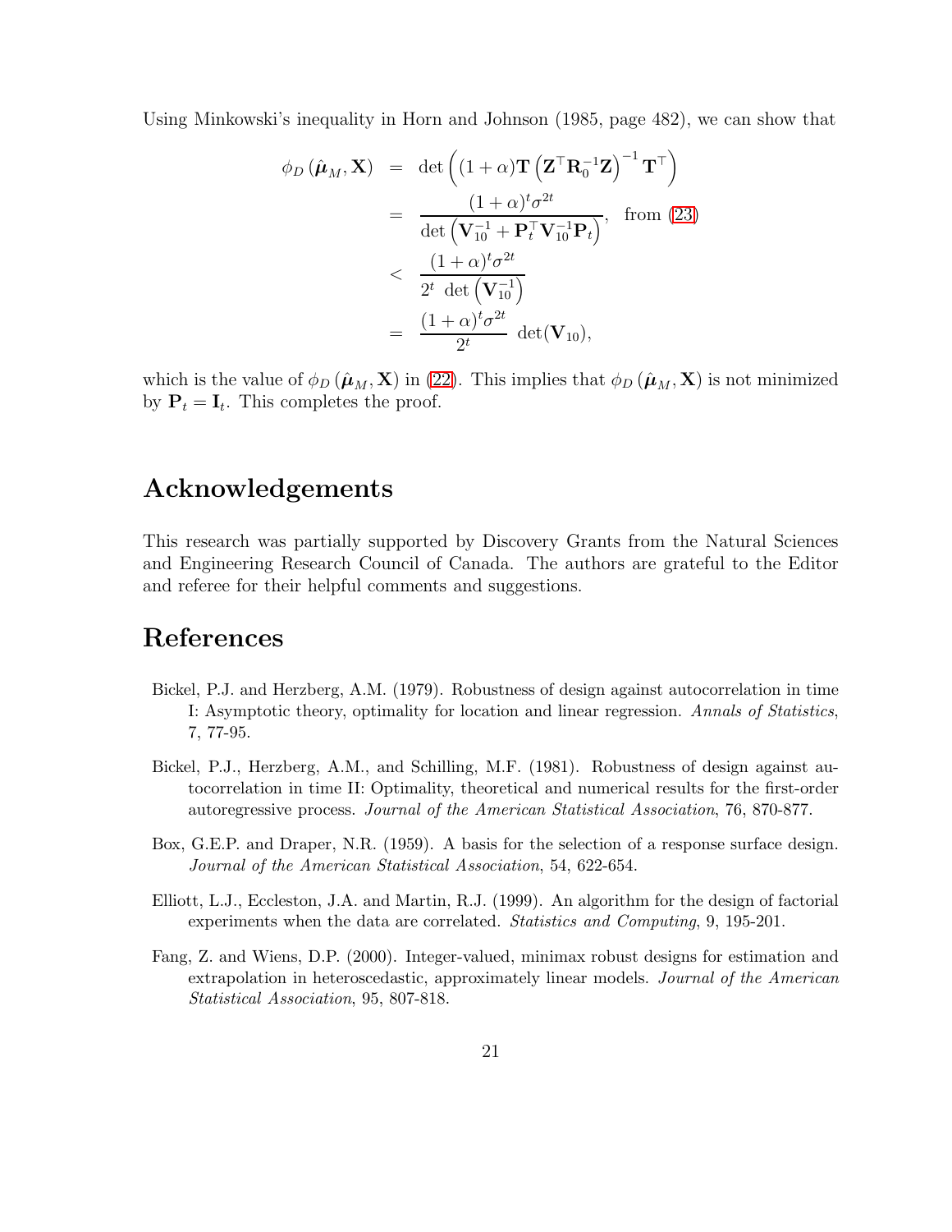Using Minkowski's inequality in Horn and Johnson (1985, page 482), we can show that

$$
\begin{aligned}
\phi_D\left(\hat{\boldsymbol{\mu}}_M, \mathbf{X}\right) &= \det\left((1+\alpha)\mathbf{T}\left(\mathbf{Z}^\top \mathbf{R}_0^{-1}\mathbf{Z}\right)^{-1}\mathbf{T}^\top\right) \\
&= \frac{(1+\alpha)^t \sigma^{2t}}{\det\left(\mathbf{V}_{10}^{-1} + \mathbf{P}_t^\top \mathbf{V}_{10}^{-1}\mathbf{P}_t\right)}, \quad \text{from (23)} \\
&< \frac{(1+\alpha)^t \sigma^{2t}}{2^t \ \det\left(\mathbf{V}_{10}^{-1}\right)} \\
&= \frac{(1+\alpha)^t \sigma^{2t}}{2^t} \ \det(\mathbf{V}_{10}),
\end{aligned}
$$

which is the value of $\phi_D\left(\hat{\boldsymbol{\mu}}_M, \mathbf{X}\right)$ in (22). This implies that $\phi_D\left(\hat{\boldsymbol{\mu}}_M, \mathbf{X}\right)$ is not minimized by $\mathbf{P}_t = \mathbf{I}_t$. This completes the proof.

## Acknowledgements

This research was partially supported by Discovery Grants from the Natural Sciences and Engineering Research Council of Canada. The authors are grateful to the Editor and referee for their helpful comments and suggestions.

## References

Bickel, P.J. and Herzberg, A.M. (1979). Robustness of design against autocorrelation in time I: Asymptotic theory, optimality for location and linear regression. *Annals of Statistics*, 7, 77-95.

Bickel, P.J., Herzberg, A.M., and Schilling, M.F. (1981). Robustness of design against autocorrelation in time II: Optimality, theoretical and numerical results for the first-order autoregressive process. *Journal of the American Statistical Association*, 76, 870-877.

Box, G.E.P. and Draper, N.R. (1959). A basis for the selection of a response surface design. *Journal of the American Statistical Association*, 54, 622-654.

Elliott, L.J., Eccleston, J.A. and Martin, R.J. (1999). An algorithm for the design of factorial experiments when the data are correlated. *Statistics and Computing*, 9, 195-201.

Fang, Z. and Wiens, D.P. (2000). Integer-valued, minimax robust designs for estimation and extrapolation in heteroscedastic, approximately linear models. *Journal of the American Statistical Association*, 95, 807-818.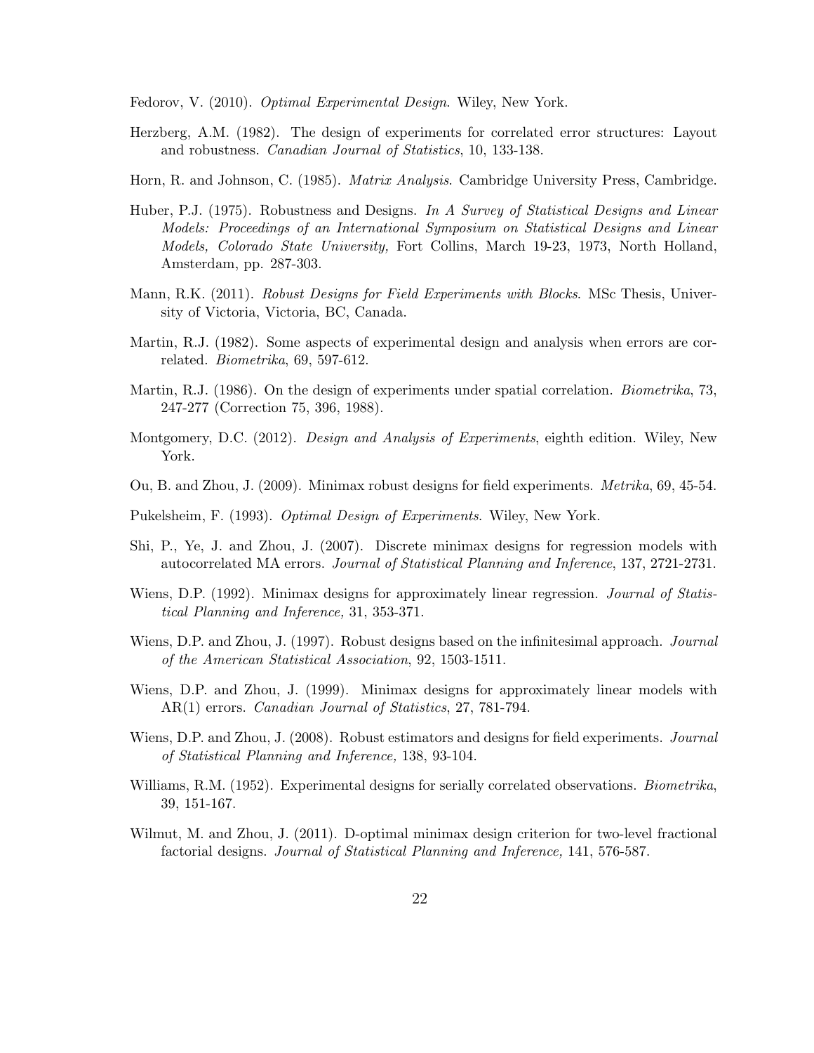Fedorov, V. (2010). *Optimal Experimental Design*. Wiley, New York.

Herzberg, A.M. (1982). The design of experiments for correlated error structures: Layout and robustness. *Canadian Journal of Statistics*, 10, 133-138.

Horn, R. and Johnson, C. (1985). *Matrix Analysis*. Cambridge University Press, Cambridge.

Huber, P.J. (1975). Robustness and Designs. *In A Survey of Statistical Designs and Linear Models: Proceedings of an International Symposium on Statistical Designs and Linear Models, Colorado State University,* Fort Collins, March 19-23, 1973, North Holland, Amsterdam, pp. 287-303.

Mann, R.K. (2011). *Robust Designs for Field Experiments with Blocks*. MSc Thesis, University of Victoria, Victoria, BC, Canada.

Martin, R.J. (1982). Some aspects of experimental design and analysis when errors are correlated. *Biometrika*, 69, 597-612.

Martin, R.J. (1986). On the design of experiments under spatial correlation. *Biometrika*, 73, 247-277 (Correction 75, 396, 1988).

Montgomery, D.C. (2012). *Design and Analysis of Experiments*, eighth edition. Wiley, New York.

Ou, B. and Zhou, J. (2009). Minimax robust designs for field experiments. *Metrika*, 69, 45-54.

Pukelsheim, F. (1993). *Optimal Design of Experiments*. Wiley, New York.

Shi, P., Ye, J. and Zhou, J. (2007). Discrete minimax designs for regression models with autocorrelated MA errors. *Journal of Statistical Planning and Inference*, 137, 2721-2731.

Wiens, D.P. (1992). Minimax designs for approximately linear regression. *Journal of Statistical Planning and Inference,* 31, 353-371.

Wiens, D.P. and Zhou, J. (1997). Robust designs based on the infinitesimal approach. *Journal of the American Statistical Association*, 92, 1503-1511.

Wiens, D.P. and Zhou, J. (1999). Minimax designs for approximately linear models with AR(1) errors. *Canadian Journal of Statistics*, 27, 781-794.

Wiens, D.P. and Zhou, J. (2008). Robust estimators and designs for field experiments. *Journal of Statistical Planning and Inference,* 138, 93-104.

Williams, R.M. (1952). Experimental designs for serially correlated observations. *Biometrika*, 39, 151-167.

Wilmut, M. and Zhou, J. (2011). D-optimal minimax design criterion for two-level fractional factorial designs. *Journal of Statistical Planning and Inference,* 141, 576-587.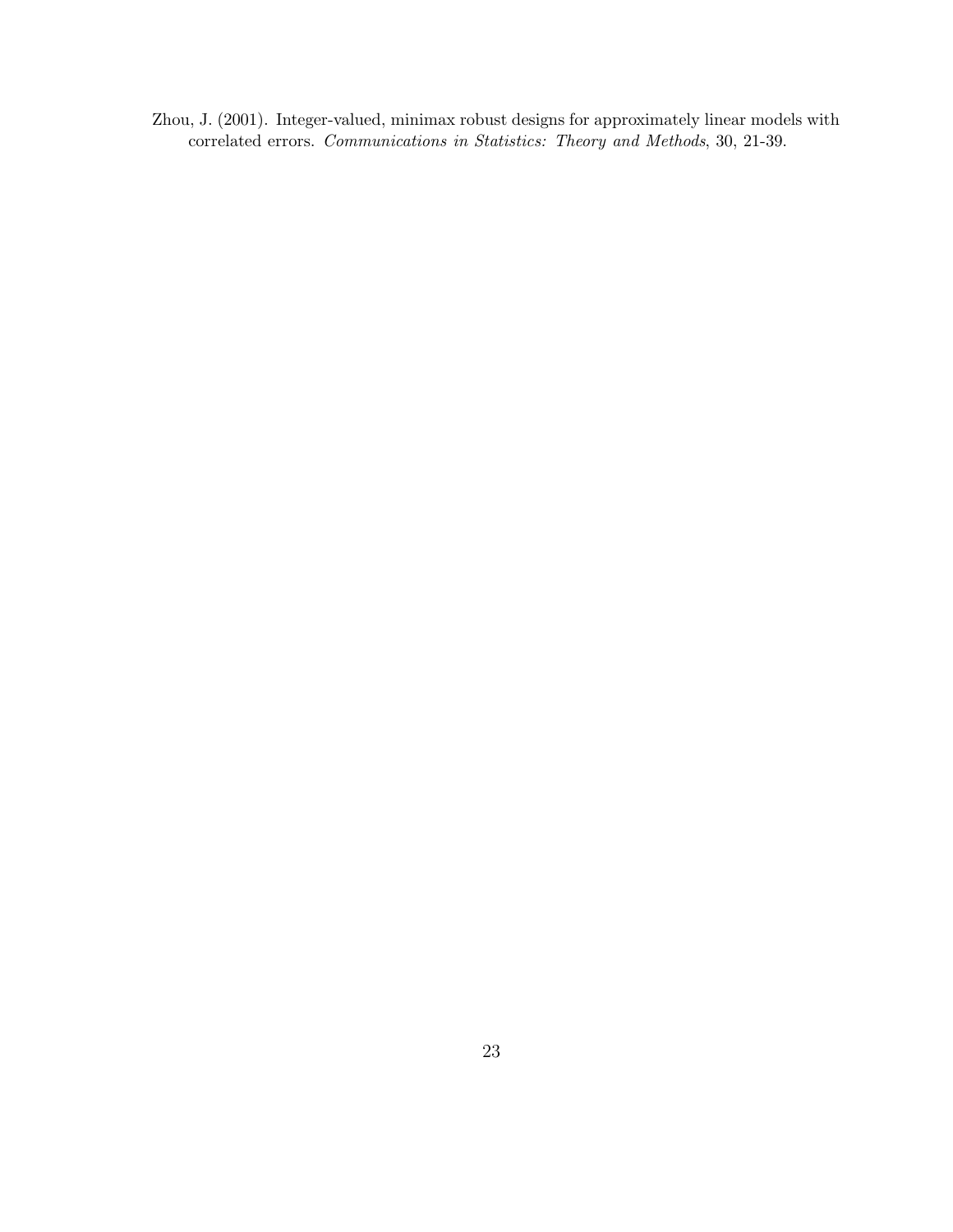Zhou, J. (2001). Integer-valued, minimax robust designs for approximately linear models with correlated errors. *Communications in Statistics: Theory and Methods*, 30, 21-39.